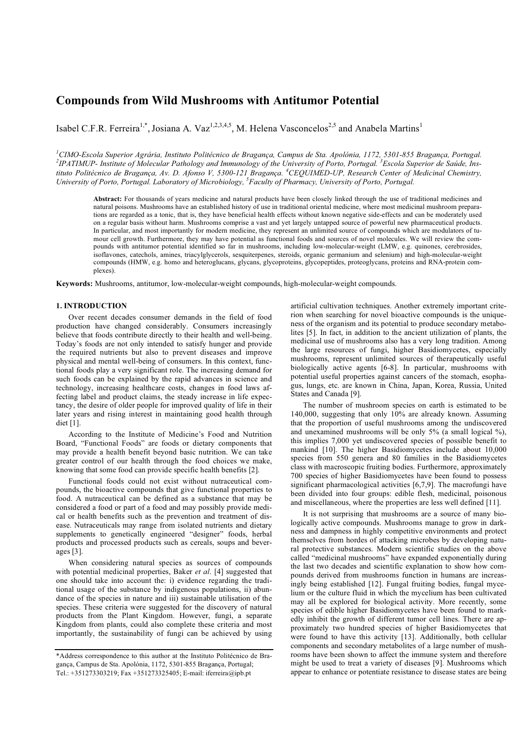# Compounds from Wild Mushrooms with Antitumor Potential

Isabel C.F.R. Ferreira[1,*], Josiana A. Vaz[1,2,3,4,5], M. Helena Vasconcelos[2,5] and Anabela Martins[1]

[1]CIMO-Escola Superior Agrária, Instituto Politécnico de Bragança, Campus de Sta. Apolónia, 1172, 5301-855 Bragança, Portugal. [2]IPATIMUP- Institute of Molecular Pathology and Immunology of the University of Porto, Portugal. [3]Escola Superior de Saúde, Instituto Politécnico de Bragança, Av. D. Afonso V, 5300-121 Bragança. [4]CEQUIMED-UP, Research Center of Medicinal Chemistry, University of Porto, Portugal. Laboratory of Microbiology, [5]Faculty of Pharmacy, University of Porto, Portugal.

**Abstract:** For thousands of years medicine and natural products have been closely linked through the use of traditional medicines and natural poisons. Mushrooms have an established history of use in traditional oriental medicine, where most medicinal mushroom preparations are regarded as a tonic, that is, they have beneficial health effects without known negative side-effects and can be moderately used on a regular basis without harm. Mushrooms comprise a vast and yet largely untapped source of powerful new pharmaceutical products. In particular, and most importantly for modern medicine, they represent an unlimited source of compounds which are modulators of tumour cell growth. Furthermore, they may have potential as functional foods and sources of novel molecules. We will review the compounds with antitumor potential identified so far in mushrooms, including low-molecular-weight (LMW, e.g. quinones, cerebrosides, isoflavones, catechols, amines, triacylglycerols, sesquiterpenes, steroids, organic germanium and selenium) and high-molecular-weight compounds (HMW, e.g. homo and heteroglucans, glycans, glycoproteins, glycopeptides, proteoglycans, proteins and RNA-protein complexes).

**Keywords:** Mushrooms, antitumor, low-molecular-weight compounds, high-molecular-weight compounds.

## 1. INTRODUCTION

Over recent decades consumer demands in the field of food production have changed considerably. Consumers increasingly believe that foods contribute directly to their health and well-being. Today's foods are not only intended to satisfy hunger and provide the required nutrients but also to prevent diseases and improve physical and mental well-being of consumers. In this context, functional foods play a very significant role. The increasing demand for such foods can be explained by the rapid advances in science and technology, increasing healthcare costs, changes in food laws affecting label and product claims, the steady increase in life expectancy, the desire of older people for improved quality of life in their later years and rising interest in maintaining good health through diet [1].

According to the Institute of Medicine's Food and Nutrition Board, "Functional Foods" are foods or dietary components that may provide a health benefit beyond basic nutrition. We can take greater control of our health through the food choices we make, knowing that some food can provide specific health benefits [2].

Functional foods could not exist without nutraceutical compounds, the bioactive compounds that give functional properties to food. A nutraceutical can be defined as a substance that may be considered a food or part of a food and may possibly provide medical or health benefits such as the prevention and treatment of disease. Nutraceuticals may range from isolated nutrients and dietary supplements to genetically engineered "designer" foods, herbal products and processed products such as cereals, soups and beverages [3].

When considering natural species as sources of compounds with potential medicinal properties, Baker *et al*. [4] suggested that one should take into account the: i) evidence regarding the traditional usage of the substance by indigenous populations, ii) abundance of the species in nature and iii) sustainable utilisation of the species. These criteria were suggested for the discovery of natural products from the Plant Kingdom. However, fungi, a separate Kingdom from plants, could also complete these criteria and most importantly, the sustainability of fungi can be achieved by using artificial cultivation techniques. Another extremely important criterion when searching for novel bioactive compounds is the uniqueness of the organism and its potential to produce secondary metabolites [5]. In fact, in addition to the ancient utilization of plants, the medicinal use of mushrooms also has a very long tradition. Among the large resources of fungi, higher Basidiomycetes, especially mushrooms, represent unlimited sources of therapeutically useful biologically active agents [6-8]. In particular, mushrooms with potential useful properties against cancers of the stomach, esophagus, lungs, etc. are known in China, Japan, Korea, Russia, United States and Canada [9].

The number of mushroom species on earth is estimated to be 140,000, suggesting that only 10% are already known. Assuming that the proportion of useful mushrooms among the undiscovered and unexamined mushrooms will be only 5% (a small logical %), this implies 7,000 yet undiscovered species of possible benefit to mankind [10]. The higher Basidiomycetes include about 10,000 species from 550 genera and 80 families in the Basidiomycetes class with macroscopic fruiting bodies. Furthermore, approximately 700 species of higher Basidiomycetes have been found to possess significant pharmacological activities [6,7,9]. The macrofungi have been divided into four groups: edible flesh, medicinal, poisonous and miscellaneous, where the properties are less well defined [11].

It is not surprising that mushrooms are a source of many biologically active compounds. Mushrooms manage to grow in darkness and dampness in highly competitive environments and protect themselves from hordes of attacking microbes by developing natural protective substances. Modern scientific studies on the above called "medicinal mushrooms" have expanded exponentially during the last two decades and scientific explanation to show how compounds derived from mushrooms function in humans are increasingly being established [12]. Fungal fruiting bodies, fungal mycelium or the culture fluid in which the mycelium has been cultivated may all be explored for biological activity. More recently, some species of edible higher Basidiomycetes have been found to markedly inhibit the growth of different tumor cell lines. There are approximately two hundred species of higher Basidiomycetes that were found to have this activity [13]. Additionally, both cellular components and secondary metabolites of a large number of mushrooms have been shown to affect the immune system and therefore might be used to treat a variety of diseases [9]. Mushrooms which appear to enhance or potentiate resistance to disease states are being

*Address correspondence to this author at the Instituto Politécnico de Bragança, Campus de Sta. Apolónia, 1172, 5301-855 Bragança, Portugal; Tel.: +351273303219; Fax +351273325405; E-mail: iferreira@ipb.pt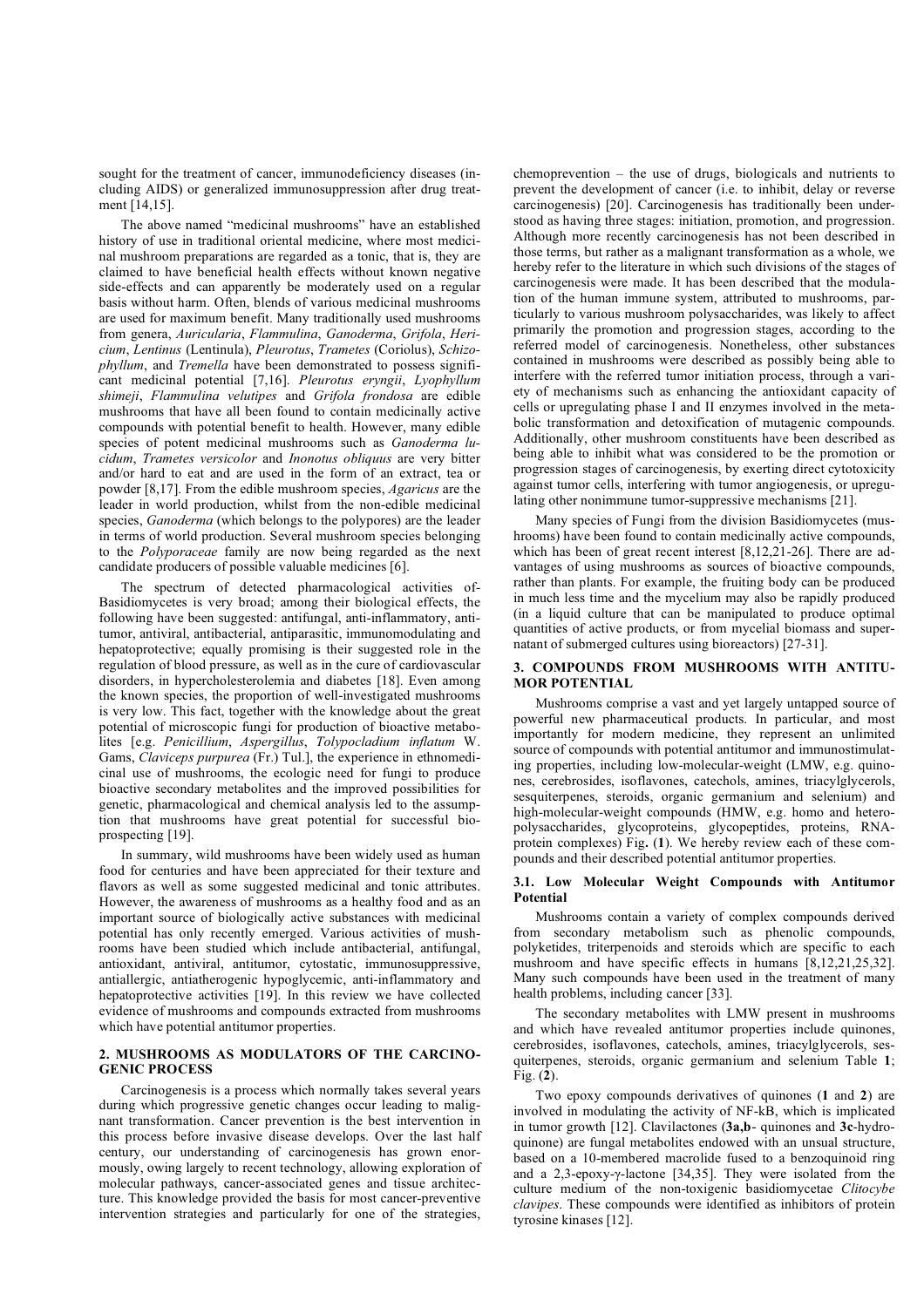sought for the treatment of cancer, immunodeficiency diseases (including AIDS) or generalized immunosuppression after drug treatment [14,15].

The above named "medicinal mushrooms" have an established history of use in traditional oriental medicine, where most medicinal mushroom preparations are regarded as a tonic, that is, they are claimed to have beneficial health effects without known negative side-effects and can apparently be moderately used on a regular basis without harm. Often, blends of various medicinal mushrooms are used for maximum benefit. Many traditionally used mushrooms from genera, *Auricularia*, *Flammulina*, *Ganoderma*, *Grifola*, *Hericium*, *Lentinus* (Lentinula), *Pleurotus*, *Trametes* (Coriolus), *Schizophyllum*, and *Tremella* have been demonstrated to possess significant medicinal potential [7,16]. *Pleurotus eryngii*, *Lyophyllum shimeji*, *Flammulina velutipes* and *Grifola frondosa* are edible mushrooms that have all been found to contain medicinally active compounds with potential benefit to health. However, many edible species of potent medicinal mushrooms such as *Ganoderma lucidum*, *Trametes versicolor* and *Inonotus obliquus* are very bitter and/or hard to eat and are used in the form of an extract, tea or powder [8,17]. From the edible mushroom species, *Agaricus* are the leader in world production, whilst from the non-edible medicinal species, *Ganoderma* (which belongs to the polypores) are the leader in terms of world production. Several mushroom species belonging to the *Polyporaceae* family are now being regarded as the next candidate producers of possible valuable medicines [6].

The spectrum of detected pharmacological activities of Basidiomycetes is very broad; among their biological effects, the following have been suggested: antifungal, anti-inflammatory, antitumor, antiviral, antibacterial, antiparasitic, immunomodulating and hepatoprotective; equally promising is their suggested role in the regulation of blood pressure, as well as in the cure of cardiovascular disorders, in hypercholesterolemia and diabetes [18]. Even among the known species, the proportion of well-investigated mushrooms is very low. This fact, together with the knowledge about the great potential of microscopic fungi for production of bioactive metabolites [e.g. *Penicillium*, *Aspergillus*, *Tolypocladium inflatum* W. Gams, *Claviceps purpurea* (Fr.) Tul.], the experience in ethnomedicinal use of mushrooms, the ecologic need for fungi to produce bioactive secondary metabolites and the improved possibilities for genetic, pharmacological and chemical analysis led to the assumption that mushrooms have great potential for successful bioprospecting [19].

In summary, wild mushrooms have been widely used as human food for centuries and have been appreciated for their texture and flavors as well as some suggested medicinal and tonic attributes. However, the awareness of mushrooms as a healthy food and as an important source of biologically active substances with medicinal potential has only recently emerged. Various activities of mushrooms have been studied which include antibacterial, antifungal, antioxidant, antiviral, antitumor, cytostatic, immunosuppressive, antiallergic, antiatherogenic hypoglycemic, anti-inflammatory and hepatoprotective activities [19]. In this review we have collected evidence of mushrooms and compounds extracted from mushrooms which have potential antitumor properties.

## 2. MUSHROOMS AS MODULATORS OF THE CARCINOGENIC PROCESS

Carcinogenesis is a process which normally takes several years during which progressive genetic changes occur leading to malignant transformation. Cancer prevention is the best intervention in this process before invasive disease develops. Over the last half century, our understanding of carcinogenesis has grown enormously, owing largely to recent technology, allowing exploration of molecular pathways, cancer-associated genes and tissue architecture. This knowledge provided the basis for most cancer-preventive intervention strategies and particularly for one of the strategies, chemoprevention – the use of drugs, biologicals and nutrients to prevent the development of cancer (i.e. to inhibit, delay or reverse carcinogenesis) [20]. Carcinogenesis has traditionally been understood as having three stages: initiation, promotion, and progression. Although more recently carcinogenesis has not been described in those terms, but rather as a malignant transformation as a whole, we hereby refer to the literature in which such divisions of the stages of carcinogenesis were made. It has been described that the modulation of the human immune system, attributed to mushrooms, particularly to various mushroom polysaccharides, was likely to affect primarily the promotion and progression stages, according to the referred model of carcinogenesis. Nonetheless, other substances contained in mushrooms were described as possibly being able to interfere with the referred tumor initiation process, through a variety of mechanisms such as enhancing the antioxidant capacity of cells or upregulating phase I and II enzymes involved in the metabolic transformation and detoxification of mutagenic compounds. Additionally, other mushroom constituents have been described as being able to inhibit what was considered to be the promotion or progression stages of carcinogenesis, by exerting direct cytotoxicity against tumor cells, interfering with tumor angiogenesis, or upregulating other nonimmune tumor-suppressive mechanisms [21].

Many species of Fungi from the division Basidiomycetes (mushrooms) have been found to contain medicinally active compounds, which has been of great recent interest [8,12,21-26]. There are advantages of using mushrooms as sources of bioactive compounds, rather than plants. For example, the fruiting body can be produced in much less time and the mycelium may also be rapidly produced (in a liquid culture that can be manipulated to produce optimal quantities of active products, or from mycelial biomass and supernatant of submerged cultures using bioreactors) [27-31].

## 3. COMPOUNDS FROM MUSHROOMS WITH ANTITUMOR POTENTIAL

Mushrooms comprise a vast and yet largely untapped source of powerful new pharmaceutical products. In particular, and most importantly for modern medicine, they represent an unlimited source of compounds with potential antitumor and immunostimulating properties, including low-molecular-weight (LMW, e.g. quinones, cerebrosides, isoflavones, catechols, amines, triacylglycerols, sesquiterpenes, steroids, organic germanium and selenium) and high-molecular-weight compounds (HMW, e.g. homo and heteropolysaccharides, glycoproteins, glycopeptides, proteins, RNA-protein complexes) Fig. (**1**). We hereby review each of these compounds and their described potential antitumor properties.

### 3.1. Low Molecular Weight Compounds with Antitumor Potential

Mushrooms contain a variety of complex compounds derived from secondary metabolism such as phenolic compounds, polyketides, triterpenoids and steroids which are specific to each mushroom and have specific effects in humans [8,12,21,25,32]. Many such compounds have been used in the treatment of many health problems, including cancer [33].

The secondary metabolites with LMW present in mushrooms and which have revealed antitumor properties include quinones, cerebrosides, isoflavones, catechols, amines, triacylglycerols, sesquiterpenes, steroids, organic germanium and selenium Table **1**; Fig. (**2**).

Two epoxy compounds derivatives of quinones (**1** and **2**) are involved in modulating the activity of NF-kB, which is implicated in tumor growth [12]. Clavilactones (**3a,b**- quinones and **3c**-hydroquinone) are fungal metabolites endowed with an unsual structure, based on a 10-membered macrolide fused to a benzoquinoid ring and a 2,3-epoxy-γ-lactone [34,35]. They were isolated from the culture medium of the non-toxigenic basidiomycetae *Clitocybe clavipes*. These compounds were identified as inhibitors of protein tyrosine kinases [12].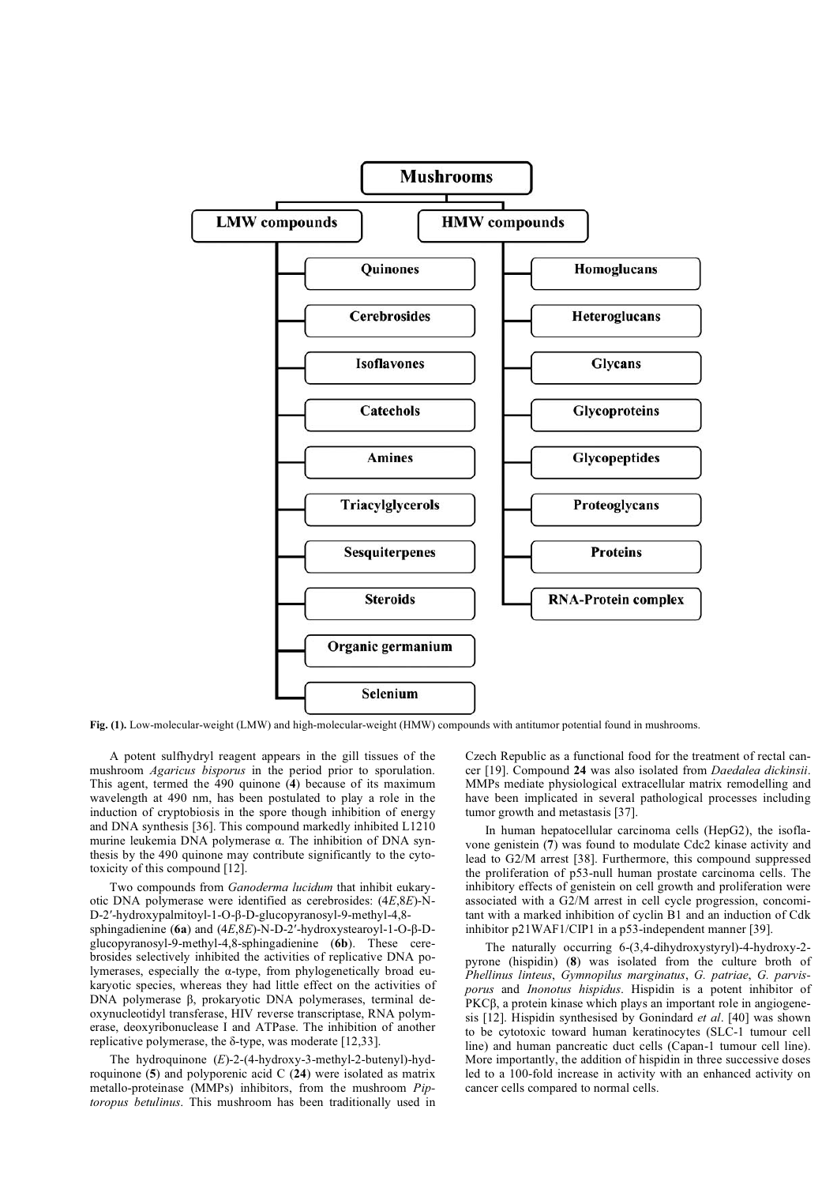Mushrooms

| LMW compounds | HMW compounds |
|---|---|
| Quinones | Homoglucans |
| Cerebrosides | Heteroglucans |
| Isoflavones | Glycans |
| Catechols | Glycoproteins |
| Amines | Glycopeptides |
| Triacylglycerols | Proteoglycans |
| Sesquiterpenes | Proteins |
| Steroids | RNA-Protein complex |
| Organic germanium | |
| Selenium | |

**Fig. (1).** Low-molecular-weight (LMW) and high-molecular-weight (HMW) compounds with antitumor potential found in mushrooms.

A potent sulfhydryl reagent appears in the gill tissues of the mushroom *Agaricus bisporus* in the period prior to sporulation. This agent, termed the 490 quinone (**4**) because of its maximum wavelength at 490 nm, has been postulated to play a role in the induction of cryptobiosis in the spore though inhibition of energy and DNA synthesis [36]. This compound markedly inhibited L1210 murine leukemia DNA polymerase α. The inhibition of DNA synthesis by the 490 quinone may contribute significantly to the cytotoxicity of this compound [12].

Two compounds from *Ganoderma lucidum* that inhibit eukaryotic DNA polymerase were identified as cerebrosides: (4*E*,8*E*)-N-D-2′-hydroxypalmitoyl-1-O-β-D-glucopyranosyl-9-methyl-4,8-sphingadienine (**6a**) and (4*E*,8*E*)-N-D-2′-hydroxystearoyl-1-O-β-D-glucopyranosyl-9-methyl-4,8-sphingadienine (**6b**). These cerebrosides selectively inhibited the activities of replicative DNA polymerases, especially the α-type, from phylogenetically broad eukaryotic species, whereas they had little effect on the activities of DNA polymerase β, prokaryotic DNA polymerases, terminal deoxynucleotidyl transferase, HIV reverse transcriptase, RNA polymerase, deoxyribonuclease I and ATPase. The inhibition of another replicative polymerase, the δ-type, was moderate [12,33].

The hydroquinone (*E*)-2-(4-hydroxy-3-methyl-2-butenyl)-hydroquinone (**5**) and polyporenic acid C (**24**) were isolated as matrix metallo-proteinase (MMPs) inhibitors, from the mushroom *Piptoropus betulinus*. This mushroom has been traditionally used in Czech Republic as a functional food for the treatment of rectal cancer [19]. Compound **24** was also isolated from *Daedalea dickinsii*. MMPs mediate physiological extracellular matrix remodelling and have been implicated in several pathological processes including tumor growth and metastasis [37].

In human hepatocellular carcinoma cells (HepG2), the isoflavone genistein (**7**) was found to modulate Cdc2 kinase activity and lead to G2/M arrest [38]. Furthermore, this compound suppressed the proliferation of p53-null human prostate carcinoma cells. The inhibitory effects of genistein on cell growth and proliferation were associated with a G2/M arrest in cell cycle progression, concomitant with a marked inhibition of cyclin B1 and an induction of Cdk inhibitor p21WAF1/CIP1 in a p53-independent manner [39].

The naturally occurring 6-(3,4-dihydroxystyryl)-4-hydroxy-2-pyrone (hispidin) (**8**) was isolated from the culture broth of *Phellinus linteus*, *Gymnopilus marginatus*, *G. patriae*, *G. parvisporus* and *Inonotus hispidus*. Hispidin is a potent inhibitor of PKCβ, a protein kinase which plays an important role in angiogenesis [12]. Hispidin synthesised by Gonindard *et al*. [40] was shown to be cytotoxic toward human keratinocytes (SLC-1 tumour cell line) and human pancreatic duct cells (Capan-1 tumour cell line). More importantly, the addition of hispidin in three successive doses led to a 100-fold increase in activity with an enhanced activity on cancer cells compared to normal cells.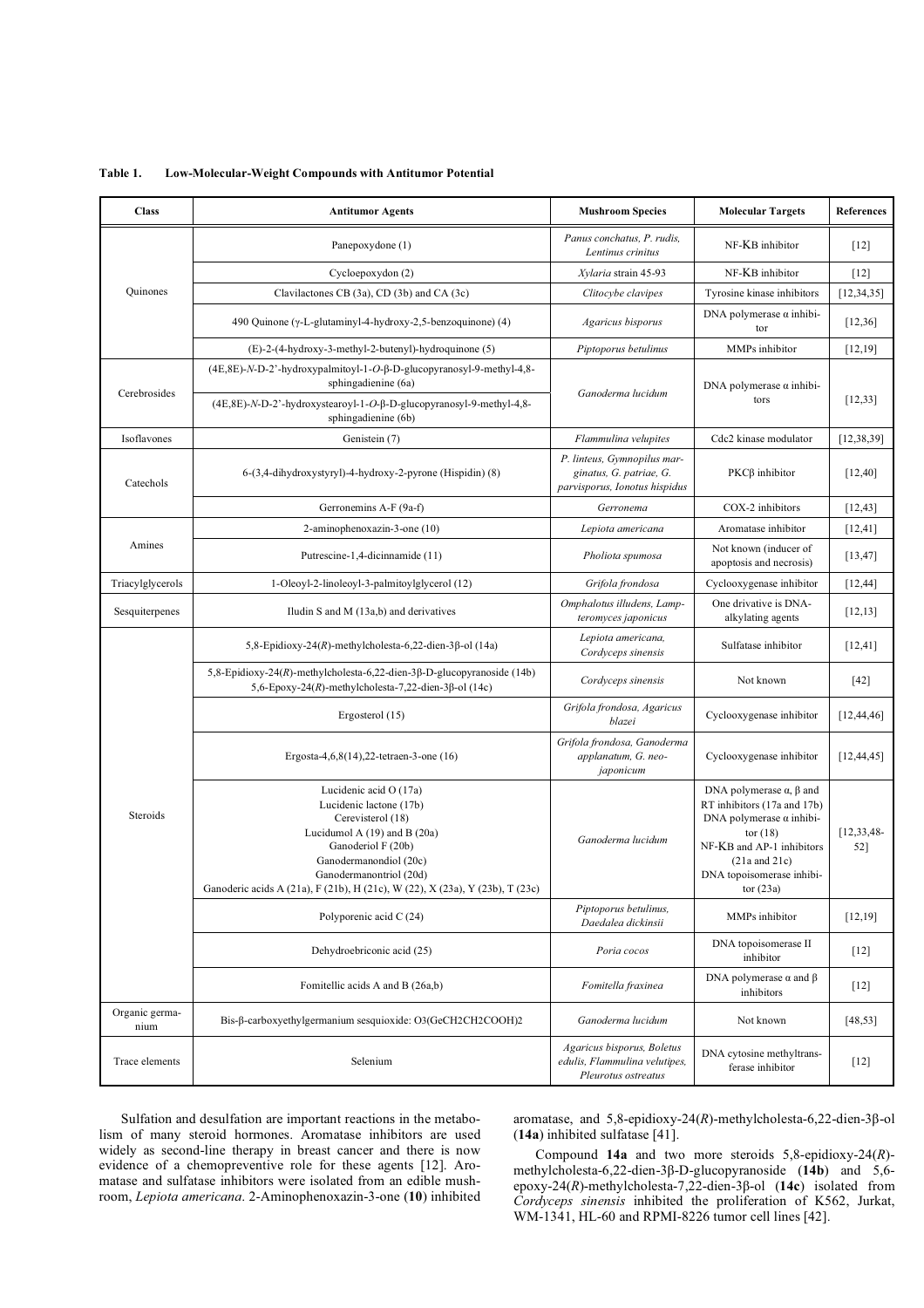**Table 1. Low-Molecular-Weight Compounds with Antitumor Potential**

| Class | Antitumor Agents | Mushroom Species | Molecular Targets | References |
|---|---|---|---|---|
| Quinones | Panepoxydone (1) | *Panus conchatus, P. rudis, Lentinus crinitus* | NF-KB inhibitor | [12] |
| | Cycloepoxydon (2) | *Xylaria* strain 45-93 | NF-KB inhibitor | [12] |
| | Clavilactones CB (3a), CD (3b) and CA (3c) | *Clitocybe clavipes* | Tyrosine kinase inhibitors | [12,34,35] |
| | 490 Quinone (γ-L-glutaminyl-4-hydroxy-2,5-benzoquinone) (4) | *Agaricus bisporus* | DNA polymerase α inhibitor | [12,36] |
| | (E)-2-(4-hydroxy-3-methyl-2-butenyl)-hydroquinone (5) | *Piptoporus betulinus* | MMPs inhibitor | [12,19] |
| Cerebrosides | (4E,8E)-*N*-D-2'-hydroxypalmitoyl-1-*O*-β-D-glucopyranosyl-9-methyl-4,8-sphingadienine (6a) | *Ganoderma lucidum* | DNA polymerase α inhibitors | [12,33] |
| | (4E,8E)-*N*-D-2'-hydroxystearoyl-1-*O*-β-D-glucopyranosyl-9-methyl-4,8-sphingadienine (6b) | | | |
| Isoflavones | Genistein (7) | *Flammulina velupites* | Cdc2 kinase modulator | [12,38,39] |
| Catechols | 6-(3,4-dihydroxystyryl)-4-hydroxy-2-pyrone (Hispidin) (8) | *P. linteus, Gymnopilus marginatus, G. patriae, G. parvisporus, Ionotus hispidus* | PKCβ inhibitor | [12,40] |
| | Gerronemins A-F (9a-f) | *Gerronema* | COX-2 inhibitors | [12,43] |
| Amines | 2-aminophenoxazin-3-one (10) | *Lepiota americana* | Aromatase inhibitor | [12,41] |
| | Putrescine-1,4-dicinnamide (11) | *Pholiota spumosa* | Not known (inducer of apoptosis and necrosis) | [13,47] |
| Triacylglycerols | 1-Oleoyl-2-linoleoyl-3-palmitoylglycerol (12) | *Grifola frondosa* | Cyclooxygenase inhibitor | [12,44] |
| Sesquiterpenes | Illudin S and M (13a,b) and derivatives | *Omphalotus illudens, Lampteromyces japonicus* | One drivative is DNA-alkylating agents | [12,13] |
| Steroids | 5,8-Epidioxy-24(*R*)-methylcholesta-6,22-dien-3β-ol (14a) | *Lepiota americana, Cordyceps sinensis* | Sulfatase inhibitor | [12,41] |
| | 5,8-Epidioxy-24(*R*)-methylcholesta-6,22-dien-3β-D-glucopyranoside (14b) 5,6-Epoxy-24(*R*)-methylcholesta-7,22-dien-3β-ol (14c) | *Cordyceps sinensis* | Not known | [42] |
| | Ergosterol (15) | *Grifola frondosa, Agaricus blazei* | Cyclooxygenase inhibitor | [12,44,46] |
| | Ergosta-4,6,8(14),22-tetraen-3-one (16) | *Grifola frondosa, Ganoderma applanatum, G. neo-japonicum* | Cyclooxygenase inhibitor | [12,44,45] |
| | Lucidenic acid O (17a) Lucidenic lactone (17b) Cerevisterol (18) Lucidumol A (19) and B (20a) Ganoderiol F (20b) Ganodermanondiol (20c) Ganodermanontriol (20d) Ganoderic acids A (21a), F (21b), H (21c), W (22), X (23a), Y (23b), T (23c) | *Ganoderma lucidum* | DNA polymerase α, β and RT inhibitors (17a and 17b) DNA polymerase α inhibitor (18) NF-KB and AP-1 inhibitors (21a and 21c) DNA topoisomerase inhibitor (23a) | [12,33,48-52] |
| | Polyporenic acid C (24) | *Piptoporus betulinus, Daedalea dickinsii* | MMPs inhibitor | [12,19] |
| | Dehydroebriconic acid (25) | *Poria cocos* | DNA topoisomerase II inhibitor | [12] |
| | Fomitellic acids A and B (26a,b) | *Fomitella fraxinea* | DNA polymerase α and β inhibitors | [12] |
| Organic germanium | Bis-β-carboxyethylgermanium sesquioxide: $O_3(GeCH_2CH_2COOH)_2$ | *Ganoderma lucidum* | Not known | [48,53] |
| Trace elements | Selenium | *Agaricus bisporus, Boletus edulis, Flammulina velutipes, Pleurotus ostreatus* | DNA cytosine methyltransferase inhibitor | [12] |

Sulfation and desulfation are important reactions in the metabolism of many steroid hormones. Aromatase inhibitors are used widely as second-line therapy in breast cancer and there is now evidence of a chemopreventive role for these agents [12]. Aromatase and sulfatase inhibitors were isolated from an edible mushroom, *Lepiota americana*. 2-Aminophenoxazin-3-one (**10**) inhibited aromatase, and 5,8-epidioxy-24(*R*)-methylcholesta-6,22-dien-3β-ol (**14a**) inhibited sulfatase [41].

Compound **14a** and two more steroids 5,8-epidioxy-24(*R*)-methylcholesta-6,22-dien-3β-D-glucopyranoside (**14b**) and 5,6-epoxy-24(*R*)-methylcholesta-7,22-dien-3β-ol (**14c**) isolated from *Cordyceps sinensis* inhibited the proliferation of K562, Jurkat, WM-1341, HL-60 and RPMI-8226 tumor cell lines [42].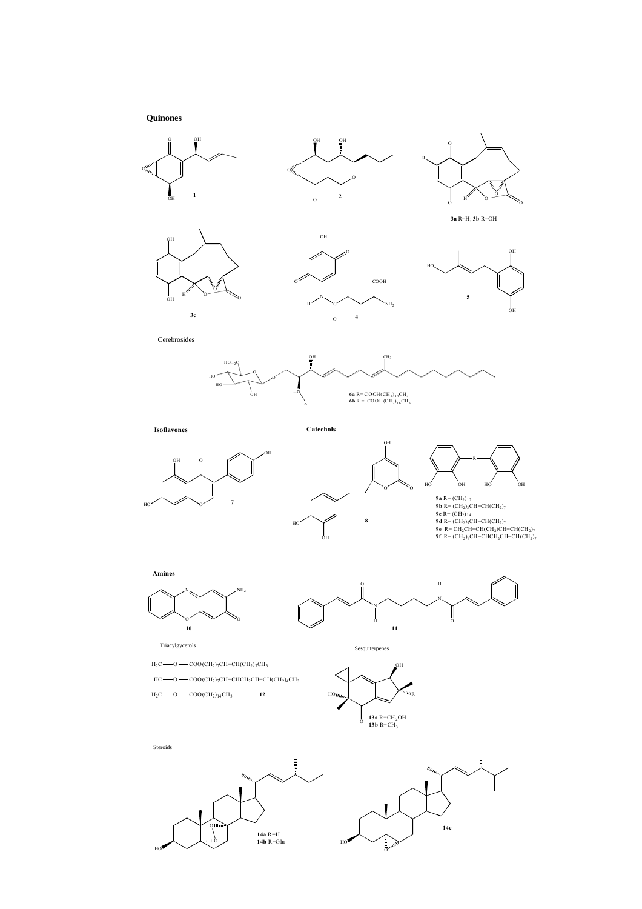## Quinones

**1**

**2**

**3a** R=H; **3b** R=OH

**3c**

**4**

**5**

Cerebrosides

**6a** R= COOH$(CH_2)_{14}CH_3$
**6b** R= COOH$(CH_2)_{16}CH_3$

**Isoflavones**

**7**

**Catechols**

**8**

**9a** R= $(CH_2)_{12}$
**9b** R= $(CH_2)_5CH{=}CH(CH_2)_7$
**9c** R= $(CH_2)_{14}$
**9d** R= $(CH_2)_5CH{=}CH(CH_2)_7$
**9e** R= $CH_2CH{=}CH(CH_2)CH{=}CH(CH_2)_7$
**9f** R= $(CH_2)_4CH{=}CHCH_2CH{=}CH(CH_2)_7$

**Amines**

**10**

**11**

Triacylgycerols

$H_2C$—O—$COO(CH_2)_7CH{=}CH(CH_2)_7CH_3$
HC—O—$COO(CH_2)_7CH{=}CHCH_2CH{=}CH(CH_2)_4CH_3$
$H_2C$—O—$COO(CH_2)_{14}CH_3$ **12**

Sesquiterpenes

**13a** R=$CH_2OH$
**13b** R=$CH_3$

Steroids

**14a** R=H
**14b** R=Glu

**14c**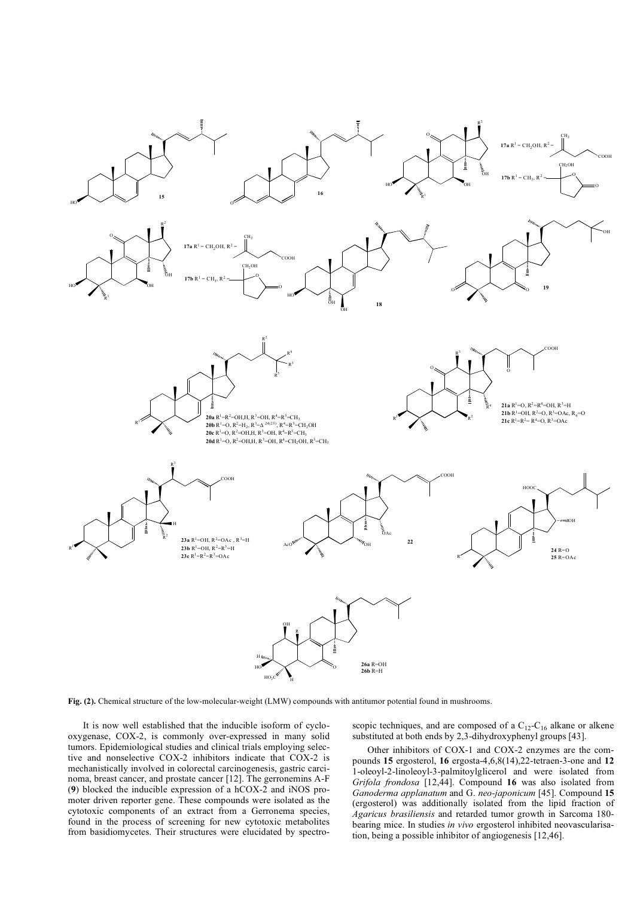**Fig. (2).** Chemical structure of the low-molecular-weight (LMW) compounds with antitumor potential found in mushrooms.

It is now well established that the inducible isoform of cyclooxygenase, COX-2, is commonly over-expressed in many solid tumors. Epidemiological studies and clinical trials employing selective and nonselective COX-2 inhibitors indicate that COX-2 is mechanistically involved in colorectal carcinogenesis, gastric carcinoma, breast cancer, and prostate cancer [12]. The gerronemins A-F (**9**) blocked the inducible expression of a hCOX-2 and iNOS promoter driven reporter gene. These compounds were isolated as the cytotoxic components of an extract from a Gerronema species, found in the process of screening for new cytotoxic metabolites from basidiomycetes. Their structures were elucidated by spectroscopic techniques, and are composed of a $C_{12}$-$C_{16}$ alkane or alkene substituted at both ends by 2,3-dihydroxyphenyl groups [43].

Other inhibitors of COX-1 and COX-2 enzymes are the compounds **15** ergosterol, **16** ergosta-4,6,8(14),22-tetraen-3-one and **12** 1-oleoyl-2-linoleoyl-3-palmitoylglicerol and were isolated from *Grifola frondosa* [12,44]. Compound **16** was also isolated from *Ganoderma applanatum* and G. *neo-japonicum* [45]. Compound **15** (ergosterol) was additionally isolated from the lipid fraction of *Agaricus brasiliensis* and retarded tumor growth in Sarcoma 180-bearing mice. In studies *in vivo* ergosterol inhibited neovascularisation, being a possible inhibitor of angiogenesis [12,46].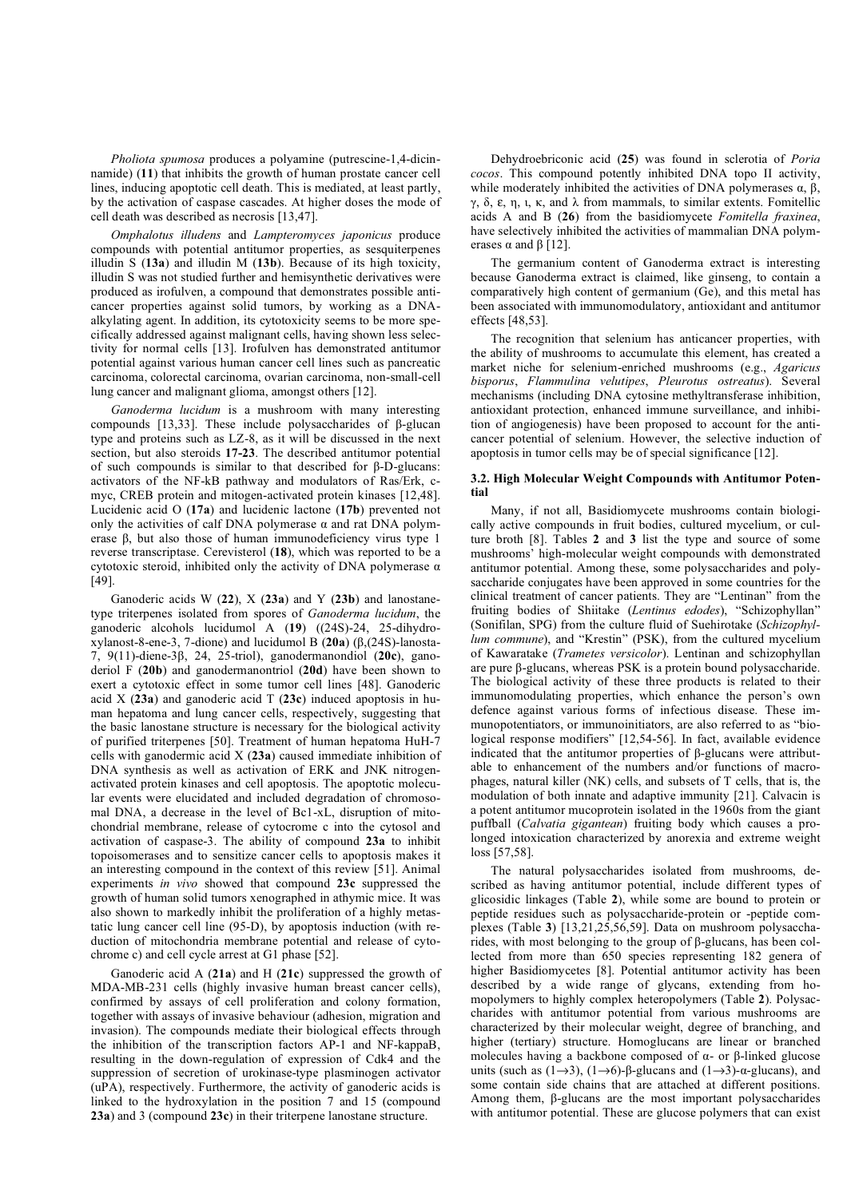*Pholiota spumosa* produces a polyamine (putrescine-1,4-dicinnamide) (**11**) that inhibits the growth of human prostate cancer cell lines, inducing apoptotic cell death. This is mediated, at least partly, by the activation of caspase cascades. At higher doses the mode of cell death was described as necrosis [13,47].

*Omphalotus illudens* and *Lampteromyces japonicus* produce compounds with potential antitumor properties, as sesquiterpenes illudin S (**13a**) and illudin M (**13b**). Because of its high toxicity, illudin S was not studied further and hemisynthetic derivatives were produced as irofulven, a compound that demonstrates possible anticancer properties against solid tumors, by working as a DNA-alkylating agent. In addition, its cytotoxicity seems to be more specifically addressed against malignant cells, having shown less selectivity for normal cells [13]. Irofulven has demonstrated antitumor potential against various human cancer cell lines such as pancreatic carcinoma, colorectal carcinoma, ovarian carcinoma, non-small-cell lung cancer and malignant glioma, amongst others [12].

*Ganoderma lucidum* is a mushroom with many interesting compounds [13,33]. These include polysaccharides of β-glucan type and proteins such as LZ-8, as it will be discussed in the next section, but also steroids **17-23**. The described antitumor potential of such compounds is similar to that described for β-D-glucans: activators of the NF-kB pathway and modulators of Ras/Erk, c-myc, CREB protein and mitogen-activated protein kinases [12,48]. Lucidenic acid O (**17a**) and lucidenic lactone (**17b**) prevented not only the activities of calf DNA polymerase α and rat DNA polymerase β, but also those of human immunodeficiency virus type 1 reverse transcriptase. Cerevisterol (**18**), which was reported to be a cytotoxic steroid, inhibited only the activity of DNA polymerase α [49].

Ganoderic acids W (**22**), X (**23a**) and Y (**23b**) and lanostane-type triterpenes isolated from spores of *Ganoderma lucidum*, the ganoderic alcohols lucidumol A (**19**) ((24S)-24, 25-dihydroxylanost-8-ene-3, 7-dione) and lucidumol B (**20a**) (β,(24S)-lanosta-7, 9(11)-diene-3β, 24, 25-triol), ganodermanondiol (**20c**), ganoderiol F (**20b**) and ganodermanontriol (**20d**) have been shown to exert a cytotoxic effect in some tumor cell lines [48]. Ganoderic acid X (**23a**) and ganoderic acid T (**23c**) induced apoptosis in human hepatoma and lung cancer cells, respectively, suggesting that the basic lanostane structure is necessary for the biological activity of purified triterpenes [50]. Treatment of human hepatoma HuH-7 cells with ganodermic acid X (**23a**) caused immediate inhibition of DNA synthesis as well as activation of ERK and JNK nitrogen-activated protein kinases and cell apoptosis. The apoptotic molecular events were elucidated and included degradation of chromosomal DNA, a decrease in the level of Bc1-xL, disruption of mitochondrial membrane, release of cytocrome c into the cytosol and activation of caspase-3. The ability of compound **23a** to inhibit topoisomerases and to sensitize cancer cells to apoptosis makes it an interesting compound in the context of this review [51]. Animal experiments *in vivo* showed that compound **23c** suppressed the growth of human solid tumors xenographed in athymic mice. It was also shown to markedly inhibit the proliferation of a highly metastatic lung cancer cell line (95-D), by apoptosis induction (with reduction of mitochondria membrane potential and release of cytochrome c) and cell cycle arrest at G1 phase [52].

Ganoderic acid A (**21a**) and H (**21c**) suppressed the growth of MDA-MB-231 cells (highly invasive human breast cancer cells), confirmed by assays of cell proliferation and colony formation, together with assays of invasive behaviour (adhesion, migration and invasion). The compounds mediate their biological effects through the inhibition of the transcription factors AP-1 and NF-kappaB, resulting in the down-regulation of expression of Cdk4 and the suppression of secretion of urokinase-type plasminogen activator (uPA), respectively. Furthermore, the activity of ganoderic acids is linked to the hydroxylation in the position 7 and 15 (compound **23a**) and 3 (compound **23c**) in their triterpene lanostane structure.

Dehydroebriconic acid (**25**) was found in sclerotia of *Poria cocos*. This compound potently inhibited DNA topo II activity, while moderately inhibited the activities of DNA polymerases α, β, γ, δ, ε, η, ι, κ, and λ from mammals, to similar extents. Fomitellic acids A and B (**26**) from the basidiomycete *Fomitella fraxinea*, have selectively inhibited the activities of mammalian DNA polymerases α and β [12].

The germanium content of Ganoderma extract is interesting because Ganoderma extract is claimed, like ginseng, to contain a comparatively high content of germanium (Ge), and this metal has been associated with immunomodulatory, antioxidant and antitumor effects [48,53].

The recognition that selenium has anticancer properties, with the ability of mushrooms to accumulate this element, has created a market niche for selenium-enriched mushrooms (e.g., *Agaricus bisporus*, *Flammulina velutipes*, *Pleurotus ostreatus*). Several mechanisms (including DNA cytosine methyltransferase inhibition, antioxidant protection, enhanced immune surveillance, and inhibition of angiogenesis) have been proposed to account for the anticancer potential of selenium. However, the selective induction of apoptosis in tumor cells may be of special significance [12].

### 3.2. High Molecular Weight Compounds with Antitumor Potential

Many, if not all, Basidiomycete mushrooms contain biologically active compounds in fruit bodies, cultured mycelium, or culture broth [8]. Tables **2** and **3** list the type and source of some mushrooms' high-molecular weight compounds with demonstrated antitumor potential. Among these, some polysaccharides and polysaccharide conjugates have been approved in some countries for the clinical treatment of cancer patients. They are "Lentinan" from the fruiting bodies of Shiitake (*Lentinus edodes*), "Schizophyllan" (Sonifilan, SPG) from the culture fluid of Suehirotake (*Schizophyllum commune*), and "Krestin" (PSK), from the cultured mycelium of Kawaratake (*Trametes versicolor*). Lentinan and schizophyllan are pure β-glucans, whereas PSK is a protein bound polysaccharide. The biological activity of these three products is related to their immunomodulating properties, which enhance the person's own defence against various forms of infectious disease. These immunopotentiators, or immunoinitiators, are also referred to as "biological response modifiers" [12,54-56]. In fact, available evidence indicated that the antitumor properties of β-glucans were attributable to enhancement of the numbers and/or functions of macrophages, natural killer (NK) cells, and subsets of T cells, that is, the modulation of both innate and adaptive immunity [21]. Calvacin is a potent antitumor mucoprotein isolated in the 1960s from the giant puffball (*Calvatia gigantean*) fruiting body which causes a prolonged intoxication characterized by anorexia and extreme weight loss [57,58].

The natural polysaccharides isolated from mushrooms, described as having antitumor potential, include different types of glicosidic linkages (Table **2**), while some are bound to protein or peptide residues such as polysaccharide-protein or -peptide complexes (Table **3**) [13,21,25,56,59]. Data on mushroom polysaccharides, with most belonging to the group of β-glucans, has been collected from more than 650 species representing 182 genera of higher Basidiomycetes [8]. Potential antitumor activity has been described by a wide range of glycans, extending from homopolymers to highly complex heteropolymers (Table **2**). Polysaccharides with antitumor potential from various mushrooms are characterized by their molecular weight, degree of branching, and higher (tertiary) structure. Homoglucans are linear or branched molecules having a backbone composed of α- or β-linked glucose units (such as (1→3), (1→6)-β-glucans and (1→3)-α-glucans), and some contain side chains that are attached at different positions. Among them, β-glucans are the most important polysaccharides with antitumor potential. These are glucose polymers that can exist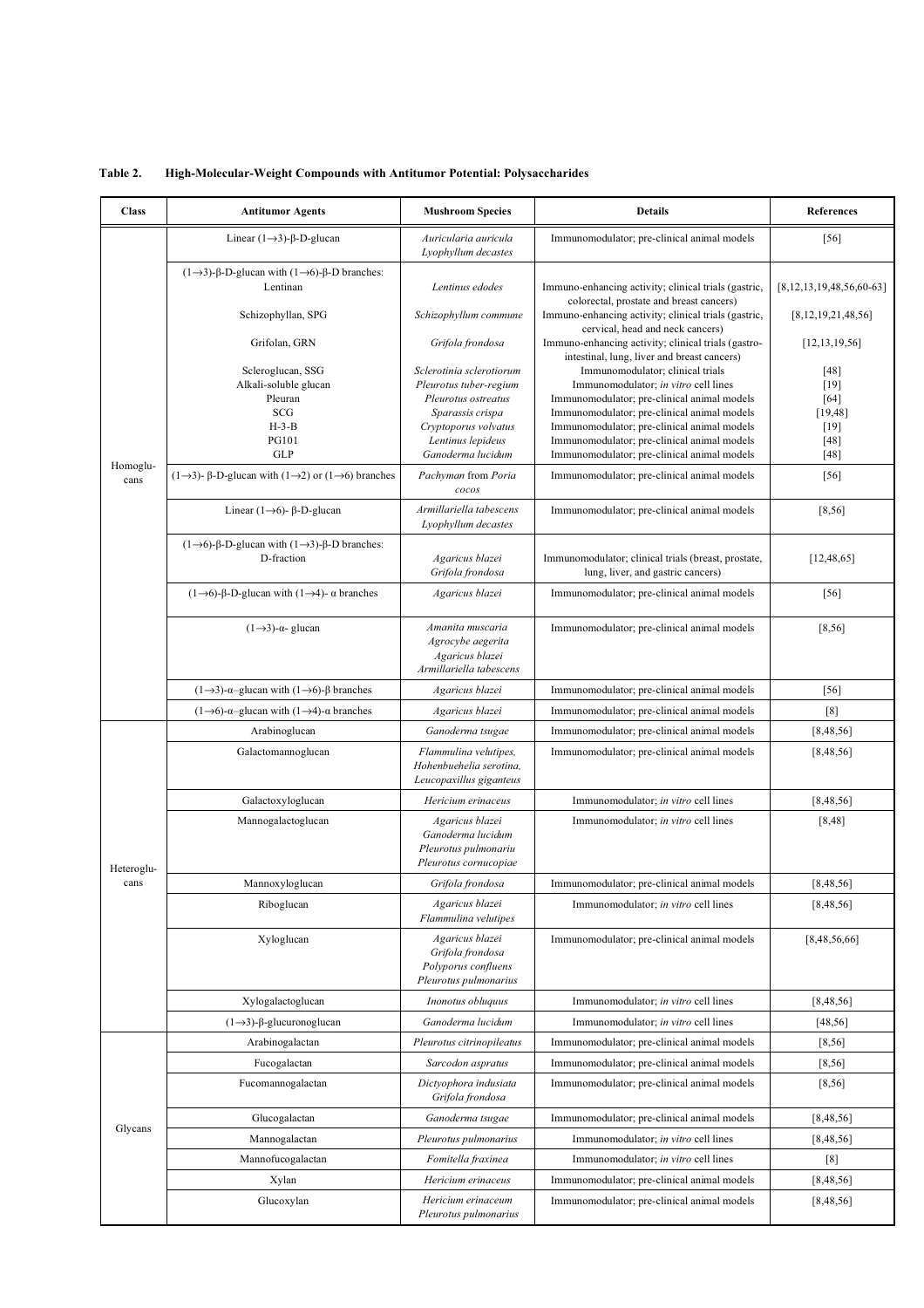**Table 2. High-Molecular-Weight Compounds with Antitumor Potential: Polysaccharides**

| Class | Antitumor Agents | Mushroom Species | Details | References |
|---|---|---|---|---|
| Homoglucans | Linear (1→3)-β-D-glucan | *Auricularia auricula* *Lyophyllum decastes* | Immunomodulator; pre-clinical animal models | [56] |
| | (1→3)-β-D-glucan with (1→6)-β-D branches: | | | |
| | Lentinan | *Lentinus edodes* | Immuno-enhancing activity; clinical trials (gastric, colorectal, prostate and breast cancers) | [8,12,13,19,48,56,60-63] |
| | Schizophyllan, SPG | *Schizophyllum commune* | Immuno-enhancing activity; clinical trials (gastric, cervical, head and neck cancers) | [8,12,19,21,48,56] |
| | Grifolan, GRN | *Grifola frondosa* | Immuno-enhancing activity; clinical trials (gastro-intestinal, lung, liver and breast cancers) | [12,13,19,56] |
| | Scleroglucan, SSG | *Sclerotinia sclerotiorum* | Immunomodulator; clinical trials | [48] |
| | Alkali-soluble glucan | *Pleurotus tuber-regium* | Immunomodulator; *in vitro* cell lines | [19] |
| | Pleuran | *Pleurotus ostreatus* | Immunomodulator; pre-clinical animal models | [64] |
| | SCG | *Sparassis crispa* | Immunomodulator; pre-clinical animal models | [19,48] |
| | H-3-B | *Cryptoporus volvatus* | Immunomodulator; pre-clinical animal models | [19] |
| | PG101 | *Lentinus lepideus* | Immunomodulator; pre-clinical animal models | [48] |
| | GLP | *Ganoderma lucidum* | Immunomodulator; pre-clinical animal models | [48] |
| | (1→3)- β-D-glucan with (1→2) or (1→6) branches | Pachyman from *Poria cocos* | Immunomodulator; pre-clinical animal models | [56] |
| | Linear (1→6)- β-D-glucan | *Armillariella tabescens* *Lyophyllum decastes* | Immunomodulator; pre-clinical animal models | [8,56] |
| | (1→6)-β-D-glucan with (1→3)-β-D branches: | | | |
| | D-fraction | *Agaricus blazei* *Grifola frondosa* | Immunomodulator; clinical trials (breast, prostate, lung, liver, and gastric cancers) | [12,48,65] |
| | (1→6)-β-D-glucan with (1→4)- α branches | *Agaricus blazei* | Immunomodulator; pre-clinical animal models | [56] |
| | (1→3)-α- glucan | *Amanita muscaria* *Agrocybe aegerita* *Agaricus blazei* *Armillariella tabescens* | Immunomodulator; pre-clinical animal models | [8,56] |
| | (1→3)-α–glucan with (1→6)-β branches | *Agaricus blazei* | Immunomodulator; pre-clinical animal models | [56] |
| | (1→6)-α–glucan with (1→4)-α branches | *Agaricus blazei* | Immunomodulator; pre-clinical animal models | [8] |
| Heteroglucans | Arabinoglucan | *Ganoderma tsugae* | Immunomodulator; pre-clinical animal models | [8,48,56] |
| | Galactomannoglucan | *Flammulina velutipes, Hohenbuehelia serotina, Leucopaxillus giganteus* | Immunomodulator; pre-clinical animal models | [8,48,56] |
| | Galactoxyloglucan | *Hericium erinaceus* | Immunomodulator; *in vitro* cell lines | [8,48,56] |
| | Mannogalactoglucan | *Agaricus blazei* *Ganoderma lucidum* *Pleurotus pulmonariu* *Pleurotus cornucopiae* | Immunomodulator; *in vitro* cell lines | [8,48] |
| | Mannoxyloglucan | *Grifola frondosa* | Immunomodulator; pre-clinical animal models | [8,48,56] |
| | Riboglucan | *Agaricus blazei* *Flammulina velutipes* | Immunomodulator; *in vitro* cell lines | [8,48,56] |
| | Xyloglucan | *Agaricus blazei* *Grifola frondosa* *Polyporus confluens* *Pleurotus pulmonarius* | Immunomodulator; pre-clinical animal models | [8,48,56,66] |
| | Xylogalactoglucan | *Inonotus obluquus* | Immunomodulator; *in vitro* cell lines | [8,48,56] |
| | (1→3)-β-glucuronoglucan | *Ganoderma lucidum* | Immunomodulator; *in vitro* cell lines | [48,56] |
| Glycans | Arabinogalactan | *Pleurotus citrinopileatus* | Immunomodulator; pre-clinical animal models | [8,56] |
| | Fucogalactan | *Sarcodon aspratus* | Immunomodulator; pre-clinical animal models | [8,56] |
| | Fucomannogalactan | *Dictyophora indusiata* *Grifola frondosa* | Immunomodulator; pre-clinical animal models | [8,56] |
| | Glucogalactan | *Ganoderma tsugae* | Immunomodulator; pre-clinical animal models | [8,48,56] |
| | Mannogalactan | *Pleurotus pulmonarius* | Immunomodulator; *in vitro* cell lines | [8,48,56] |
| | Mannofucogalactan | *Fomitella fraxinea* | Immunomodulator; *in vitro* cell lines | [8] |
| | Xylan | *Hericium erinaceus* | Immunomodulator; pre-clinical animal models | [8,48,56] |
| | Glucoxylan | *Hericium erinaceum* *Pleurotus pulmonarius* | Immunomodulator; pre-clinical animal models | [8,48,56] |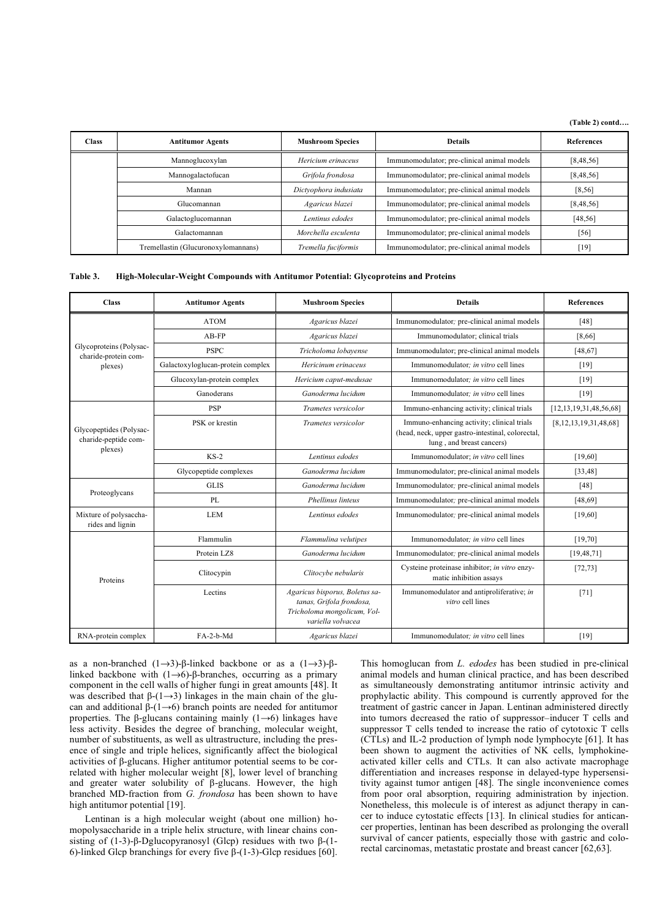**(Table 2) contd….**

| Class | Antitumor Agents | Mushroom Species | Details | References |
|---|---|---|---|---|
| | Mannoglucoxylan | *Hericium erinaceus* | Immunomodulator; pre-clinical animal models | [8,48,56] |
| | Mannogalactofucan | *Grifola frondosa* | Immunomodulator; pre-clinical animal models | [8,48,56] |
| | Mannan | *Dictyophora indusiata* | Immunomodulator; pre-clinical animal models | [8,56] |
| | Glucomannan | *Agaricus blazei* | Immunomodulator; pre-clinical animal models | [8,48,56] |
| | Galactoglucomannan | *Lentinus edodes* | Immunomodulator; pre-clinical animal models | [48,56] |
| | Galactomannan | *Morchella esculenta* | Immunomodulator; pre-clinical animal models | [56] |
| | Tremellastin (Glucuronoxylomannans) | *Tremella fuciformis* | Immunomodulator; pre-clinical animal models | [19] |

**Table 3. High-Molecular-Weight Compounds with Antitumor Potential: Glycoproteins and Proteins**

| Class | Antitumor Agents | Mushroom Species | Details | References |
|---|---|---|---|---|
| Glycoproteins (Polysaccharide-protein complexes) | ATOM | *Agaricus blazei* | Immunomodulator; pre-clinical animal models | [48] |
| | AB-FP | *Agaricus blazei* | Immunomodulator; clinical trials | [8,66] |
| | PSPC | *Tricholoma lobayense* | Immunomodulator; pre-clinical animal models | [48,67] |
| | Galactoxyloglucan-protein complex | *Hericinum erinaceus* | Immunomodulator; *in vitro* cell lines | [19] |
| | Glucoxylan-protein complex | *Hericium caput-medusae* | Immunomodulator; *in vitro* cell lines | [19] |
| | Ganoderans | *Ganoderma lucidum* | Immunomodulator; *in vitro* cell lines | [19] |
| Glycopeptides (Polysaccharide-peptide complexes) | PSP | *Trametes versicolor* | Immuno-enhancing activity; clinical trials | [12,13,19,31,48,56,68] |
| | PSK or krestin | *Trametes versicolor* | Immuno-enhancing activity; clinical trials (head, neck, upper gastro-intestinal, colorectal, lung , and breast cancers) | [8,12,13,19,31,48,68] |
| | KS-2 | *Lentinus edodes* | Immunomodulator; *in vitro* cell lines | [19,60] |
| | Glycopeptide complexes | *Ganoderma lucidum* | Immunomodulator; pre-clinical animal models | [33,48] |
| Proteoglycans | GLIS | *Ganoderma lucidum* | Immunomodulator; pre-clinical animal models | [48] |
| | PL | *Phellinus linteus* | Immunomodulator; pre-clinical animal models | [48,69] |
| Mixture of polysaccharides and lignin | LEM | *Lentinus edodes* | Immunomodulator; pre-clinical animal models | [19,60] |
| Proteins | Flammulin | *Flammulina velutipes* | Immunomodulator; *in vitro* cell lines | [19,70] |
| | Protein LZ8 | *Ganoderma lucidum* | Immunomodulator; pre-clinical animal models | [19,48,71] |
| | Clitocypin | *Clitocybe nebularis* | Cysteine proteinase inhibitor; *in vitro* enzymatic inhibition assays | [72,73] |
| | Lectins | *Agaricus bisporus, Boletus satanas, Grifola frondosa, Tricholoma mongolicum, Volvariella volvacea* | Immunomodulator and antiproliferative; *in vitro* cell lines | [71] |
| RNA-protein complex | FA-2-b-Md | *Agaricus blazei* | Immunomodulator; *in vitro* cell lines | [19] |

as a non-branched (1→3)-β-linked backbone or as a (1→3)-β-linked backbone with (1→6)-β-branches, occurring as a primary component in the cell walls of higher fungi in great amounts [48]. It was described that β-(1→3) linkages in the main chain of the glucan and additional β-(1→6) branch points are needed for antitumor properties. The β-glucans containing mainly (1→6) linkages have less activity. Besides the degree of branching, molecular weight, number of substituents, as well as ultrastructure, including the presence of single and triple helices, significantly affect the biological activities of β-glucans. Higher antitumor potential seems to be correlated with higher molecular weight [8], lower level of branching and greater water solubility of β-glucans. However, the high branched MD-fraction from *G. frondosa* has been shown to have high antitumor potential [19].

Lentinan is a high molecular weight (about one million) homopolysaccharide in a triple helix structure, with linear chains consisting of (1-3)-β-Dglucopyranosyl (Glcp) residues with two β-(1-6)-linked Glcp branchings for every five β-(1-3)-Glcp residues [60]. This homoglucan from *L. edodes* has been studied in pre-clinical animal models and human clinical practice, and has been described as simultaneously demonstrating antitumor intrinsic activity and prophylactic ability. This compound is currently approved for the treatment of gastric cancer in Japan. Lentinan administered directly into tumors decreased the ratio of suppressor–inducer T cells and suppressor T cells tended to increase the ratio of cytotoxic T cells (CTLs) and IL-2 production of lymph node lymphocyte [61]. It has been shown to augment the activities of NK cells, lymphokine-activated killer cells and CTLs. It can also activate macrophage differentiation and increases response in delayed-type hypersensitivity against tumor antigen [48]. The single inconvenience comes from poor oral absorption, requiring administration by injection. Nonetheless, this molecule is of interest as adjunct therapy in cancer to induce cytostatic effects [13]. In clinical studies for anticancer properties, lentinan has been described as prolonging the overall survival of cancer patients, especially those with gastric and colorectal carcinomas, metastatic prostate and breast cancer [62,63].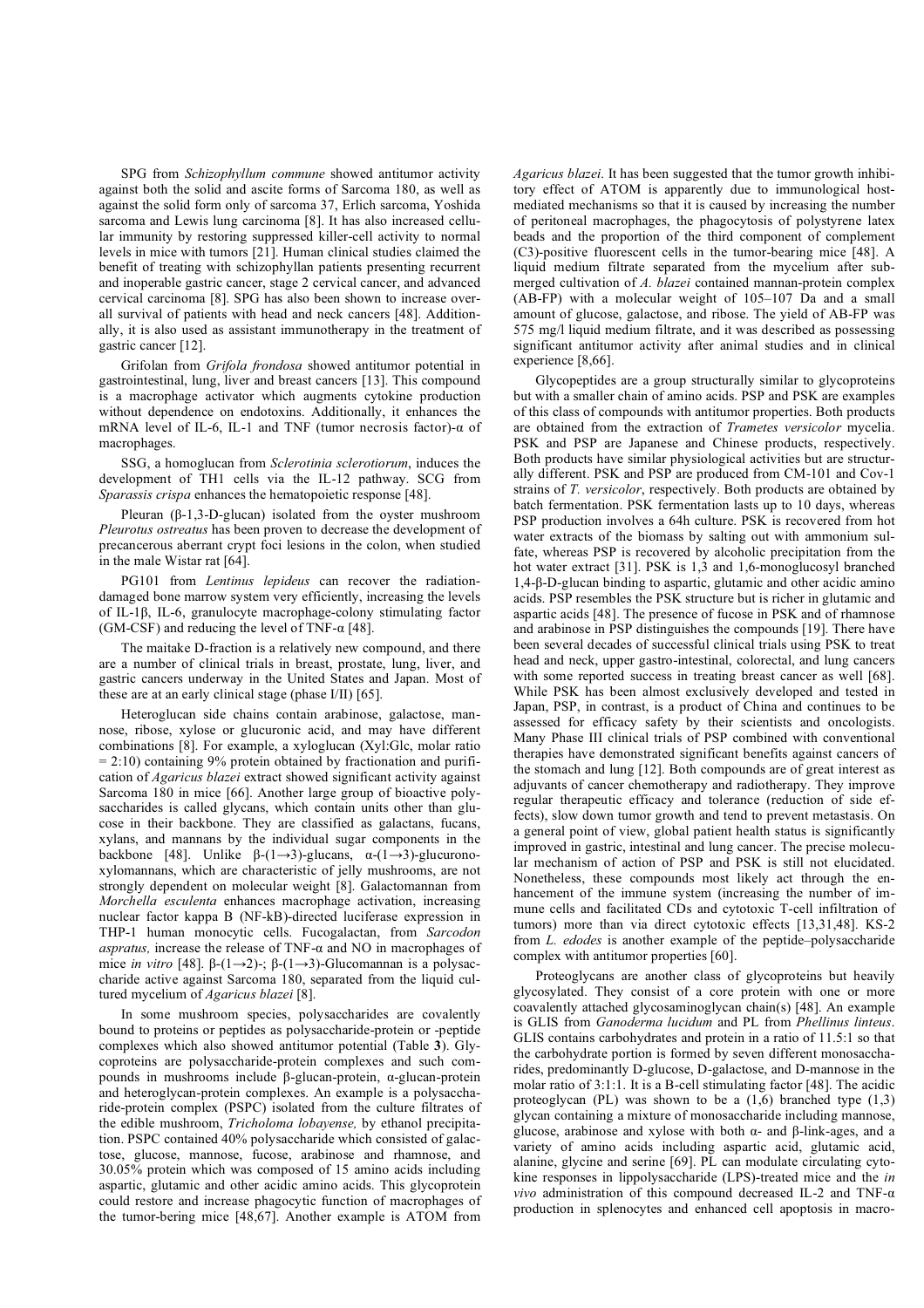SPG from *Schizophyllum commune* showed antitumor activity against both the solid and ascite forms of Sarcoma 180, as well as against the solid form only of sarcoma 37, Erlich sarcoma, Yoshida sarcoma and Lewis lung carcinoma [8]. It has also increased cellular immunity by restoring suppressed killer-cell activity to normal levels in mice with tumors [21]. Human clinical studies claimed the benefit of treating with schizophyllan patients presenting recurrent and inoperable gastric cancer, stage 2 cervical cancer, and advanced cervical carcinoma [8]. SPG has also been shown to increase overall survival of patients with head and neck cancers [48]. Additionally, it is also used as assistant immunotherapy in the treatment of gastric cancer [12].

Grifolan from *Grifola frondosa* showed antitumor potential in gastrointestinal, lung, liver and breast cancers [13]. This compound is a macrophage activator which augments cytokine production without dependence on endotoxins. Additionally, it enhances the mRNA level of IL-6, IL-1 and TNF (tumor necrosis factor)-α of macrophages.

SSG, a homoglucan from *Sclerotinia sclerotiorum*, induces the development of TH1 cells via the IL-12 pathway. SCG from *Sparassis crispa* enhances the hematopoietic response [48].

Pleuran (β-1,3-D-glucan) isolated from the oyster mushroom *Pleurotus ostreatus* has been proven to decrease the development of precancerous aberrant crypt foci lesions in the colon, when studied in the male Wistar rat [64].

PG101 from *Lentinus lepideus* can recover the radiation-damaged bone marrow system very efficiently, increasing the levels of IL-1β, IL-6, granulocyte macrophage-colony stimulating factor (GM-CSF) and reducing the level of TNF-α [48].

The maitake D-fraction is a relatively new compound, and there are a number of clinical trials in breast, prostate, lung, liver, and gastric cancers underway in the United States and Japan. Most of these are at an early clinical stage (phase I/II) [65].

Heteroglucan side chains contain arabinose, galactose, mannose, ribose, xylose or glucuronic acid, and may have different combinations [8]. For example, a xyloglucan (Xyl:Glc, molar ratio = 2:10) containing 9% protein obtained by fractionation and purification of *Agaricus blazei* extract showed significant activity against Sarcoma 180 in mice [66]. Another large group of bioactive polysaccharides is called glycans, which contain units other than glucose in their backbone. They are classified as galactans, fucans, xylans, and mannans by the individual sugar components in the backbone [48]. Unlike β-(1→3)-glucans, α-(1→3)-glucuronoxylomannans, which are characteristic of jelly mushrooms, are not strongly dependent on molecular weight [8]. Galactomannan from *Morchella esculenta* enhances macrophage activation, increasing nuclear factor kappa B (NF-kB)-directed luciferase expression in THP-1 human monocytic cells. Fucogalactan, from *Sarcodon aspratus,* increase the release of TNF-α and NO in macrophages of mice *in vitro* [48]. β-(1→2)-; β-(1→3)-Glucomannan is a polysaccharide active against Sarcoma 180, separated from the liquid cultured mycelium of *Agaricus blazei* [8].

In some mushroom species, polysaccharides are covalently bound to proteins or peptides as polysaccharide-protein or -peptide complexes which also showed antitumor potential (Table **3**). Glycoproteins are polysaccharide-protein complexes and such compounds in mushrooms include β-glucan-protein, α-glucan-protein and heteroglycan-protein complexes. An example is a polysaccharide-protein complex (PSPC) isolated from the culture filtrates of the edible mushroom, *Tricholoma lobayense,* by ethanol precipitation. PSPC contained 40% polysaccharide which consisted of galactose, glucose, mannose, fucose, arabinose and rhamnose, and 30.05% protein which was composed of 15 amino acids including aspartic, glutamic and other acidic amino acids. This glycoprotein could restore and increase phagocytic function of macrophages of the tumor-bering mice [48,67]. Another example is ATOM from *Agaricus blazei*. It has been suggested that the tumor growth inhibitory effect of ATOM is apparently due to immunological host-mediated mechanisms so that it is caused by increasing the number of peritoneal macrophages, the phagocytosis of polystyrene latex beads and the proportion of the third component of complement (C3)-positive fluorescent cells in the tumor-bearing mice [48]. A liquid medium filtrate separated from the mycelium after submerged cultivation of *A. blazei* contained mannan-protein complex (AB-FP) with a molecular weight of 105–107 Da and a small amount of glucose, galactose, and ribose. The yield of AB-FP was 575 mg/l liquid medium filtrate, and it was described as possessing significant antitumor activity after animal studies and in clinical experience [8,66].

Glycopeptides are a group structurally similar to glycoproteins but with a smaller chain of amino acids. PSP and PSK are examples of this class of compounds with antitumor properties. Both products are obtained from the extraction of *Trametes versicolor* mycelia. PSK and PSP are Japanese and Chinese products, respectively. Both products have similar physiological activities but are structurally different. PSK and PSP are produced from CM-101 and Cov-1 strains of *T. versicolor*, respectively. Both products are obtained by batch fermentation. PSK fermentation lasts up to 10 days, whereas PSP production involves a 64h culture. PSK is recovered from hot water extracts of the biomass by salting out with ammonium sulfate, whereas PSP is recovered by alcoholic precipitation from the hot water extract [31]. PSK is 1,3 and 1,6-monoglucosyl branched 1,4-β-D-glucan binding to aspartic, glutamic and other acidic amino acids. PSP resembles the PSK structure but is richer in glutamic and aspartic acids [48]. The presence of fucose in PSK and of rhamnose and arabinose in PSP distinguishes the compounds [19]. There have been several decades of successful clinical trials using PSK to treat head and neck, upper gastro-intestinal, colorectal, and lung cancers with some reported success in treating breast cancer as well [68]. While PSK has been almost exclusively developed and tested in Japan, PSP, in contrast, is a product of China and continues to be assessed for efficacy safety by their scientists and oncologists. Many Phase III clinical trials of PSP combined with conventional therapies have demonstrated significant benefits against cancers of the stomach and lung [12]. Both compounds are of great interest as adjuvants of cancer chemotherapy and radiotherapy. They improve regular therapeutic efficacy and tolerance (reduction of side effects), slow down tumor growth and tend to prevent metastasis. On a general point of view, global patient health status is significantly improved in gastric, intestinal and lung cancer. The precise molecular mechanism of action of PSP and PSK is still not elucidated. Nonetheless, these compounds most likely act through the enhancement of the immune system (increasing the number of immune cells and facilitated CDs and cytotoxic T-cell infiltration of tumors) more than via direct cytotoxic effects [13,31,48]. KS-2 from *L. edodes* is another example of the peptide–polysaccharide complex with antitumor properties [60].

Proteoglycans are another class of glycoproteins but heavily glycosylated. They consist of a core protein with one or more coavalently attached glycosaminoglycan chain(s) [48]. An example is GLIS from *Ganoderma lucidum* and PL from *Phellinus linteus*. GLIS contains carbohydrates and protein in a ratio of 11.5:1 so that the carbohydrate portion is formed by seven different monosaccharides, predominantly D-glucose, D-galactose, and D-mannose in the molar ratio of 3:1:1. It is a B-cell stimulating factor [48]. The acidic proteoglycan (PL) was shown to be a (1,6) branched type (1,3) glycan containing a mixture of monosaccharide including mannose, glucose, arabinose and xylose with both α- and β-link-ages, and a variety of amino acids including aspartic acid, glutamic acid, alanine, glycine and serine [69]. PL can modulate circulating cytokine responses in lippolysaccharide (LPS)-treated mice and the *in vivo* administration of this compound decreased IL-2 and TNF-α production in splenocytes and enhanced cell apoptosis in macro-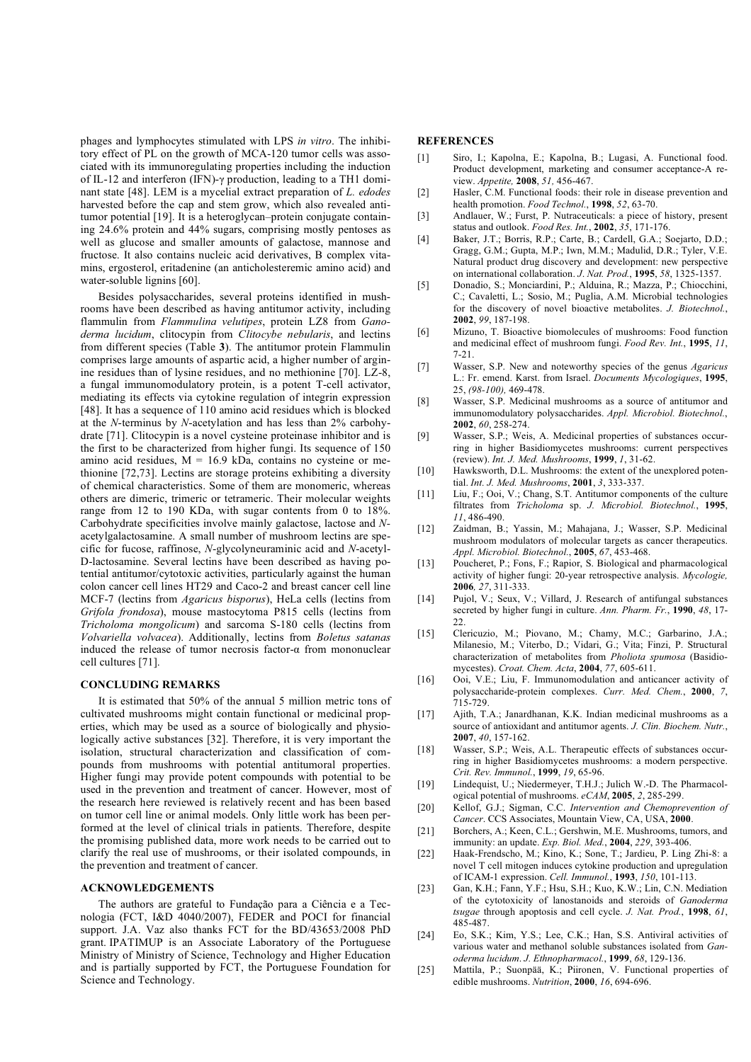phages and lymphocytes stimulated with LPS *in vitro*. The inhibitory effect of PL on the growth of MCA-120 tumor cells was associated with its immunoregulating properties including the induction of IL-12 and interferon (IFN)-$\gamma$ production, leading to a TH1 dominant state [48]. LEM is a mycelial extract preparation of *L. edodes* harvested before the cap and stem grow, which also revealed antitumor potential [19]. It is a heteroglycan–protein conjugate containing 24.6% protein and 44% sugars, comprising mostly pentoses as well as glucose and smaller amounts of galactose, mannose and fructose. It also contains nucleic acid derivatives, B complex vitamins, ergosterol, eritadenine (an anticholesteremic amino acid) and water-soluble lignins [60].

Besides polysaccharides, several proteins identified in mushrooms have been described as having antitumor activity, including flammulin from *Flammulina velutipes*, protein LZ8 from *Ganoderma lucidum*, clitocypin from *Clitocybe nebularis*, and lectins from different species (Table **3**). The antitumor protein Flammulin comprises large amounts of aspartic acid, a higher number of arginine residues than of lysine residues, and no methionine [70]. LZ-8, a fungal immunomodulatory protein, is a potent T-cell activator, mediating its effects via cytokine regulation of integrin expression [48]. It has a sequence of 110 amino acid residues which is blocked at the *N*-terminus by *N*-acetylation and has less than 2% carbohydrate [71]. Clitocypin is a novel cysteine proteinase inhibitor and is the first to be characterized from higher fungi. Its sequence of 150 amino acid residues, M = 16.9 kDa, contains no cysteine or methionine [72,73]. Lectins are storage proteins exhibiting a diversity of chemical characteristics. Some of them are monomeric, whereas others are dimeric, trimeric or tetrameric. Their molecular weights range from 12 to 190 KDa, with sugar contents from 0 to 18%. Carbohydrate specificities involve mainly galactose, lactose and *N*-acetylgalactosamine. A small number of mushroom lectins are specific for fucose, raffinose, *N*-glycolyneuraminic acid and *N*-acetyl-D-lactosamine. Several lectins have been described as having potential antitumor/cytotoxic activities, particularly against the human colon cancer cell lines HT29 and Caco-2 and breast cancer cell line MCF-7 (lectins from *Agaricus bisporus*), HeLa cells (lectins from *Grifola frondosa*), mouse mastocytoma P815 cells (lectins from *Tricholoma mongolicum*) and sarcoma S-180 cells (lectins from *Volvariella volvacea*). Additionally, lectins from *Boletus satanas* induced the release of tumor necrosis factor-$\alpha$ from mononuclear cell cultures [71].

## CONCLUDING REMARKS

It is estimated that 50% of the annual 5 million metric tons of cultivated mushrooms might contain functional or medicinal properties, which may be used as a source of biologically and physiologically active substances [32]. Therefore, it is very important the isolation, structural characterization and classification of compounds from mushrooms with potential antitumoral properties. Higher fungi may provide potent compounds with potential to be used in the prevention and treatment of cancer. However, most of the research here reviewed is relatively recent and has been based on tumor cell line or animal models. Only little work has been performed at the level of clinical trials in patients. Therefore, despite the promising published data, more work needs to be carried out to clarify the real use of mushrooms, or their isolated compounds, in the prevention and treatment of cancer.

## ACKNOWLEDGEMENTS

The authors are grateful to Fundação para a Ciência e a Tecnologia (FCT, I&D 4040/2007), FEDER and POCI for financial support. J.A. Vaz also thanks FCT for the BD/43653/2008 PhD grant. IPATIMUP is an Associate Laboratory of the Portuguese Ministry of Ministry of Science, Technology and Higher Education and is partially supported by FCT, the Portuguese Foundation for Science and Technology.

## REFERENCES

[1] Siro, I.; Kapolna, E.; Kapolna, B.; Lugasi, A. Functional food. Product development, marketing and consumer acceptance-A review. *Appetite,* **2008**, *51,* 456-467.

[2] Hasler, C.M. Functional foods: their role in disease prevention and health promotion. *Food Technol.*, **1998**, *52*, 63-70.

[3] Andlauer, W.; Furst, P. Nutraceuticals: a piece of history, present status and outlook. *Food Res. Int.*, **2002**, *35*, 171-176.

[4] Baker, J.T.; Borris, R.P.; Carte, B.; Cardell, G.A.; Soejarto, D.D.; Gragg, G.M.; Gupta, M.P.; Iwn, M.M.; Madulid, D.R.; Tyler, V.E. Natural product drug discovery and development: new perspective on international collaboration. *J. Nat. Prod.*, **1995**, *58*, 1325-1357.

[5] Donadio, S.; Monciardini, P.; Alduina, R.; Mazza, P.; Chiocchini, C.; Cavaletti, L.; Sosio, M.; Puglia, A.M. Microbial technologies for the discovery of novel bioactive metabolites. *J. Biotechnol.*, **2002**, *99*, 187-198.

[6] Mizuno, T. Bioactive biomolecules of mushrooms: Food function and medicinal effect of mushroom fungi. *Food Rev. Int.*, **1995**, *11*, 7-21.

[7] Wasser, S.P. New and noteworthy species of the genus *Agaricus* L.: Fr. emend. Karst. from Israel. *Documents Mycologiques*, **1995**, 25, *(98-100),* 469-478.

[8] Wasser, S.P. Medicinal mushrooms as a source of antitumor and immunomodulatory polysaccharides. *Appl. Microbiol. Biotechnol.*, **2002**, *60*, 258-274.

[9] Wasser, S.P.; Weis, A. Medicinal properties of substances occurring in higher Basidiomycetes mushrooms: current perspectives (review). *Int. J. Med. Mushrooms*, **1999**, *1*, 31-62.

[10] Hawksworth, D.L. Mushrooms: the extent of the unexplored potential. *Int. J. Med. Mushrooms*, **2001**, *3*, 333-337.

[11] Liu, F.; Ooi, V.; Chang, S.T. Antitumor components of the culture filtrates from *Tricholoma* sp. *J. Microbiol. Biotechnol.*, **1995**, *11*, 486-490.

[12] Zaidman, B.; Yassin, M.; Mahajana, J.; Wasser, S.P. Medicinal mushroom modulators of molecular targets as cancer therapeutics. *Appl. Microbiol. Biotechnol.*, **2005**, *67*, 453-468.

[13] Poucheret, P.; Fons, F.; Rapior, S. Biological and pharmacological activity of higher fungi: 20-year retrospective analysis. *Mycologie,* **2006***, 27*, 311-333.

[14] Pujol, V.; Seux, V.; Villard, J. Research of antifungal substances secreted by higher fungi in culture. *Ann. Pharm. Fr.*, **1990**, *48*, 17-22.

[15] Clericuzio, M.; Piovano, M.; Chamy, M.C.; Garbarino, J.A.; Milanesio, M.; Viterbo, D.; Vidari, G.; Vita; Finzi, P. Structural characterization of metabolites from *Pholiota spumosa* (Basidiomycestes). *Croat. Chem. Acta*, **2004**, *77*, 605-611.

[16] Ooi, V.E.; Liu, F. Immunomodulation and anticancer activity of polysaccharide-protein complexes. *Curr. Med. Chem.*, **2000**, *7*, 715-729.

[17] Ajith, T.A.; Janardhanan, K.K. Indian medicinal mushrooms as a source of antioxidant and antitumor agents. *J. Clin. Biochem. Nutr.*, **2007**, *40*, 157-162.

[18] Wasser, S.P.; Weis, A.L. Therapeutic effects of substances occurring in higher Basidiomycetes mushrooms: a modern perspective. *Crit. Rev. Immunol.*, **1999**, *19*, 65-96.

[19] Lindequist, U.; Niedermeyer, T.H.J.; Julich W.-D. The Pharmacological potential of mushrooms. *eCAM*, **2005**, *2*, 285-299.

[20] Kellof, G.J.; Sigman, C.C. *Intervention and Chemoprevention of Cancer*. CCS Associates, Mountain View, CA, USA, **2000**.

[21] Borchers, A.; Keen, C.L.; Gershwin, M.E. Mushrooms, tumors, and immunity: an update. *Exp. Biol. Med.*, **2004**, *229*, 393-406.

[22] Haak-Frendscho, M.; Kino, K.; Sone, T.; Jardieu, P. Ling Zhi-8: a novel T cell mitogen induces cytokine production and upregulation of ICAM-1 expression. *Cell. Immunol.*, **1993**, *150*, 101-113.

[23] Gan, K.H.; Fann, Y.F.; Hsu, S.H.; Kuo, K.W.; Lin, C.N. Mediation of the cytotoxicity of lanostanoids and steroids of *Ganoderma tsugae* through apoptosis and cell cycle. *J. Nat. Prod.*, **1998**, *61*, 485-487.

[24] Eo, S.K.; Kim, Y.S.; Lee, C.K.; Han, S.S. Antiviral activities of various water and methanol soluble substances isolated from *Ganoderma lucidum*. *J. Ethnopharmacol.*, **1999**, *68*, 129-136.

[25] Mattila, P.; Suonpää, K.; Piironen, V. Functional properties of edible mushrooms. *Nutrition*, **2000**, *16*, 694-696.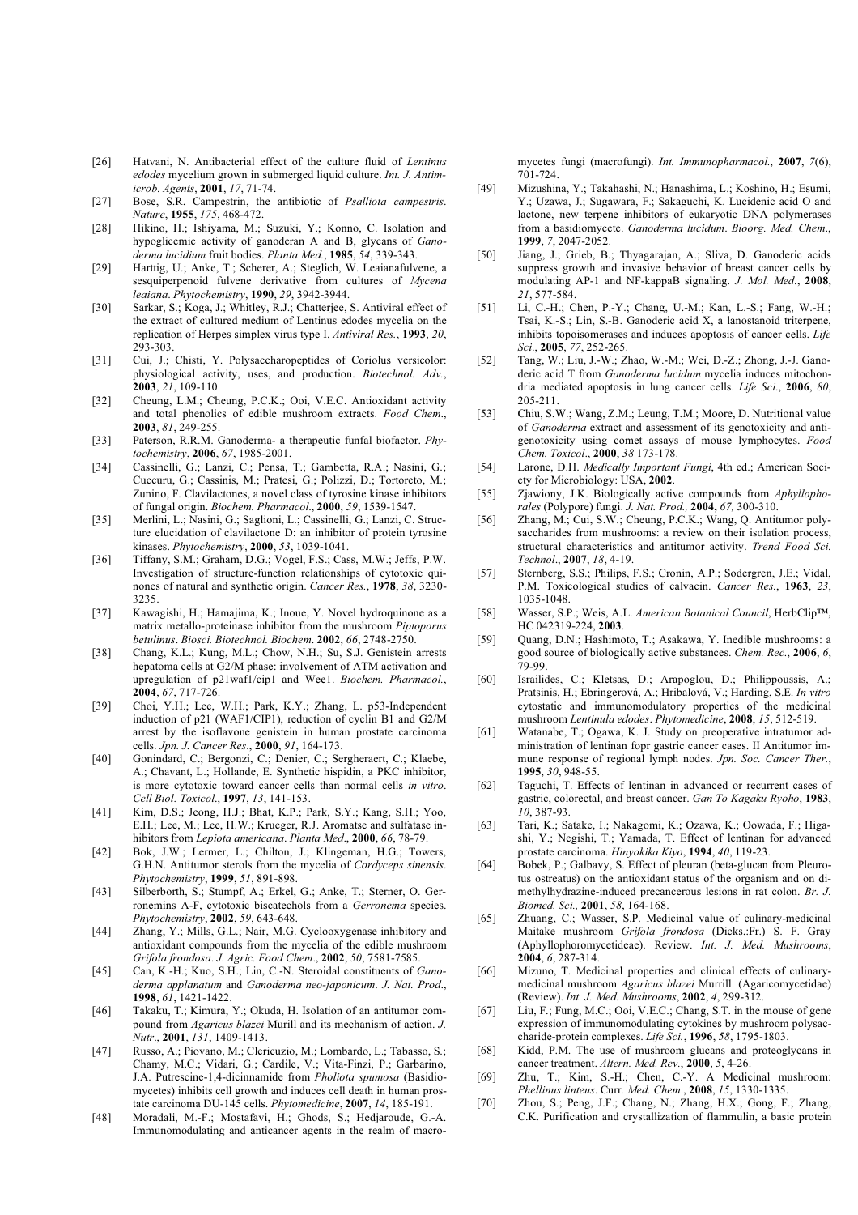[26] Hatvani, N. Antibacterial effect of the culture fluid of *Lentinus edodes* mycelium grown in submerged liquid culture. *Int. J. Antimicrob. Agents*, **2001**, *17*, 71-74.

[27] Bose, S.R. Campestrin, the antibiotic of *Psalliota campestris*. *Nature*, **1955**, *175*, 468-472.

[28] Hikino, H.; Ishiyama, M.; Suzuki, Y.; Konno, C. Isolation and hypoglicemic activity of ganoderan A and B, glycans of *Ganoderma lucidium* fruit bodies. *Planta Med.*, **1985**, *54*, 339-343.

[29] Harttig, U.; Anke, T.; Scherer, A.; Steglich, W. Leaianafulvene, a sesquiperpenoid fulvene derivative from cultures of *Mycena leaiana*. *Phytochemistry*, **1990**, *29*, 3942-3944.

[30] Sarkar, S.; Koga, J.; Whitley, R.J.; Chatterjee, S. Antiviral effect of the extract of cultured medium of Lentinus edodes mycelia on the replication of Herpes simplex virus type I. *Antiviral Res.*, **1993**, *20*, 293-303.

[31] Cui, J.; Chisti, Y. Polysaccharopeptides of Coriolus versicolor: physiological activity, uses, and production. *Biotechnol. Adv.*, **2003**, *21*, 109-110.

[32] Cheung, L.M.; Cheung, P.C.K.; Ooi, V.E.C. Antioxidant activity and total phenolics of edible mushroom extracts. *Food Chem*., **2003**, *81*, 249-255.

[33] Paterson, R.R.M. Ganoderma- a therapeutic funfal biofactor. *Phytochemistry*, **2006**, *67*, 1985-2001.

[34] Cassinelli, G.; Lanzi, C.; Pensa, T.; Gambetta, R.A.; Nasini, G.; Cuccuru, G.; Cassinis, M.; Pratesi, G.; Polizzi, D.; Tortoreto, M.; Zunino, F. Clavilactones, a novel class of tyrosine kinase inhibitors of fungal origin. *Biochem. Pharmacol.*, **2000**, *59*, 1539-1547.

[35] Merlini, L.; Nasini, G.; Saglioni, L.; Cassinelli, G.; Lanzi, C. Structure elucidation of clavilactone D: an inhibitor of protein tyrosine kinases. *Phytochemistry*, **2000**, *53*, 1039-1041.

[36] Tiffany, S.M.; Graham, D.G.; Vogel, F.S.; Cass, M.W.; Jeffs, P.W. Investigation of structure-function relationships of cytotoxic quinones of natural and synthetic origin. *Cancer Res.*, **1978**, *38*, 3230-3235.

[37] Kawagishi, H.; Hamajima, K.; Inoue, Y. Novel hydroquinone as a matrix metallo-proteinase inhibitor from the mushroom *Piptoporus betulinus*. *Biosci. Biotechnol. Biochem*. **2002**, *66*, 2748-2750.

[38] Chang, K.L.; Kung, M.L.; Chow, N.H.; Su, S.J. Genistein arrests hepatoma cells at G2/M phase: involvement of ATM activation and upregulation of p21waf1/cip1 and Wee1. *Biochem. Pharmacol.*, **2004**, *67*, 717-726.

[39] Choi, Y.H.; Lee, W.H.; Park, K.Y.; Zhang, L. p53-Independent induction of p21 (WAF1/CIP1), reduction of cyclin B1 and G2/M arrest by the isoflavone genistein in human prostate carcinoma cells. *Jpn. J. Cancer Res*., **2000**, *91*, 164-173.

[40] Gonindard, C.; Bergonzi, C.; Denier, C.; Sergheraert, C.; Klaebe, A.; Chavant, L.; Hollande, E. Synthetic hispidin, a PKC inhibitor, is more cytotoxic toward cancer cells than normal cells *in vitro*. *Cell Biol. Toxicol*., **1997**, *13*, 141-153.

[41] Kim, D.S.; Jeong, H.J.; Bhat, K.P.; Park, S.Y.; Kang, S.H.; Yoo, E.H.; Lee, M.; Lee, H.W.; Krueger, R.J. Aromatse and sulfatase inhibitors from *Lepiota americana*. *Planta Med*., **2000**, *66*, 78-79.

[42] Bok, J.W.; Lermer, L.; Chilton, J.; Klingeman, H.G.; Towers, G.H.N. Antitumor sterols from the mycelia of *Cordyceps sinensis*. *Phytochemistry*, **1999**, *51*, 891-898.

[43] Silberborth, S.; Stumpf, A.; Erkel, G.; Anke, T.; Sterner, O. Gerronemins A-F, cytotoxic biscatechols from a *Gerronema* species. *Phytochemistry*, **2002**, *59*, 643-648.

[44] Zhang, Y.; Mills, G.L.; Nair, M.G. Cyclooxygenase inhibitory and antioxidant compounds from the mycelia of the edible mushroom *Grifola frondosa*. *J. Agric. Food Chem*., **2002**, *50*, 7581-7585.

[45] Can, K.-H.; Kuo, S.H.; Lin, C.-N. Steroidal constituents of *Ganoderma applanatum* and *Ganoderma neo-japonicum*. *J. Nat. Prod*., **1998**, *61*, 1421-1422.

[46] Takaku, T.; Kimura, Y.; Okuda, H. Isolation of an antitumor compound from *Agaricus blazei* Murill and its mechanism of action. *J. Nutr*., **2001**, *131*, 1409-1413.

[47] Russo, A.; Piovano, M.; Clericuzio, M.; Lombardo, L.; Tabasso, S.; Chamy, M.C.; Vidari, G.; Cardile, V.; Vita-Finzi, P.; Garbarino, J.A. Putrescine-1,4-dicinnamide from *Pholiota spumosa* (Basidiomycetes) inhibits cell growth and induces cell death in human prostate carcinoma DU-145 cells. *Phytomedicine*, **2007**, *14*, 185-191.

[48] Moradali, M.-F.; Mostafavi, H.; Ghods, S.; Hedjaroude, G.-A. Immunomodulating and anticancer agents in the realm of macromycetes fungi (macrofungi). *Int. Immunopharmacol*., **2007**, *7*(6), 701-724.

[49] Mizushina, Y.; Takahashi, N.; Hanashima, L.; Koshino, H.; Esumi, Y.; Uzawa, J.; Sugawara, F.; Sakaguchi, K. Lucidenic acid O and lactone, new terpene inhibitors of eukaryotic DNA polymerases from a basidiomycete. *Ganoderma lucidum*. *Bioorg. Med. Chem*., **1999**, *7*, 2047-2052.

[50] Jiang, J.; Grieb, B.; Thyagarajan, A.; Sliva, D. Ganoderic acids suppress growth and invasive behavior of breast cancer cells by modulating AP-1 and NF-kappaB signaling. *J. Mol. Med*., **2008**, *21*, 577-584.

[51] Li, C.-H.; Chen, P.-Y.; Chang, U.-M.; Kan, L.-S.; Fang, W.-H.; Tsai, K.-S.; Lin, S.-B. Ganoderic acid X, a lanostanoid triterpene, inhibits topoisomerases and induces apoptosis of cancer cells. *Life Sci*., **2005**, *77*, 252-265.

[52] Tang, W.; Liu, J.-W.; Zhao, W.-M.; Wei, D.-Z.; Zhong, J.-J. Ganoderic acid T from *Ganoderma lucidum* mycelia induces mitochondria mediated apoptosis in lung cancer cells. *Life Sci*., **2006**, *80*, 205-211.

[53] Chiu, S.W.; Wang, Z.M.; Leung, T.M.; Moore, D. Nutritional value of *Ganoderma* extract and assessment of its genotoxicity and antigenotoxicity using comet assays of mouse lymphocytes. *Food Chem. Toxicol*., **2000**, *38* 173-178.

[54] Larone, D.H. *Medically Important Fungi*, 4th ed.; American Society for Microbiology: USA, **2002**.

[55] Zjawiony, J.K. Biologically active compounds from *Aphyllophorales* (Polypore) fungi. *J. Nat. Prod.,* **2004,** *67,* 300-310.

[56] Zhang, M.; Cui, S.W.; Cheung, P.C.K.; Wang, Q. Antitumor polysaccharides from mushrooms: a review on their isolation process, structural characteristics and antitumor activity. *Trend Food Sci. Technol*., **2007**, *18*, 4-19.

[57] Sternberg, S.S.; Philips, F.S.; Cronin, A.P.; Sodergren, J.E.; Vidal, P.M. Toxicological studies of calvacin. *Cancer Res*., **1963**, *23*, 1035-1048.

[58] Wasser, S.P.; Weis, A.L. *American Botanical Council*, HerbClip™, HC 042319-224, **2003**.

[59] Quang, D.N.; Hashimoto, T.; Asakawa, Y. Inedible mushrooms: a good source of biologically active substances. *Chem. Rec*., **2006**, *6*, 79-99.

[60] Israilides, C.; Kletsas, D.; Arapoglou, D.; Philippoussis, A.; Pratsinis, H.; Ebringerová, A.; Hribalová, V.; Harding, S.E. *In vitro* cytostatic and immunomodulatory properties of the medicinal mushroom *Lentinula edodes*. *Phytomedicine*, **2008**, *15*, 512-519.

[61] Watanabe, T.; Ogawa, K. J. Study on preoperative intratumor administration of lentinan fopr gastric cancer cases. II Antitumor immune response of regional lymph nodes. *Jpn. Soc. Cancer Ther.*, **1995**, *30*, 948-55.

[62] Taguchi, T. Effects of lentinan in advanced or recurrent cases of gastric, colorectal, and breast cancer. *Gan To Kagaku Ryoho*, **1983**, *10*, 387-93.

[63] Tari, K.; Satake, I.; Nakagomi, K.; Ozawa, K.; Oowada, F.; Higashi, Y.; Negishi, T.; Yamada, T. Effect of lentinan for advanced prostate carcinoma. *Hinyokika Kiyo*, **1994**, *40*, 119-23.

[64] Bobek, P.; Galbavy, S. Effect of pleuran (beta-glucan from Pleurotus ostreatus) on the antioxidant status of the organism and on dimethylhydrazine-induced precancerous lesions in rat colon. *Br. J. Biomed. Sci.,* **2001**, *58*, 164-168.

[65] Zhuang, C.; Wasser, S.P. Medicinal value of culinary-medicinal Maitake mushroom *Grifola frondosa* (Dicks.:Fr.) S. F. Gray (Aphyllophoromycetideae). Review. *Int. J. Med. Mushrooms*, **2004**, *6*, 287-314.

[66] Mizuno, T. Medicinal properties and clinical effects of culinary-medicinal mushroom *Agaricus blazei* Murrill. (Agaricomycetidae) (Review). *Int. J. Med. Mushrooms*, **2002**, *4*, 299-312.

[67] Liu, F.; Fung, M.C.; Ooi, V.E.C.; Chang, S.T. in the mouse of gene expression of immunomodulating cytokines by mushroom polysaccharide-protein complexes. *Life Sci.*, **1996**, *58*, 1795-1803.

[68] Kidd, P.M. The use of mushroom glucans and proteoglycans in cancer treatment. *Altern. Med. Rev*., **2000**, *5*, 4-26.

[69] Zhu, T.; Kim, S.-H.; Chen, C.-Y. A Medicinal mushroom: *Phellinus linteus*. Curr. *Med. Chem*., **2008**, *15*, 1330-1335.

[70] Zhou, S.; Peng, J.F.; Chang, N.; Zhang, H.X.; Gong, F.; Zhang, C.K. Purification and crystallization of flammulin, a basic protein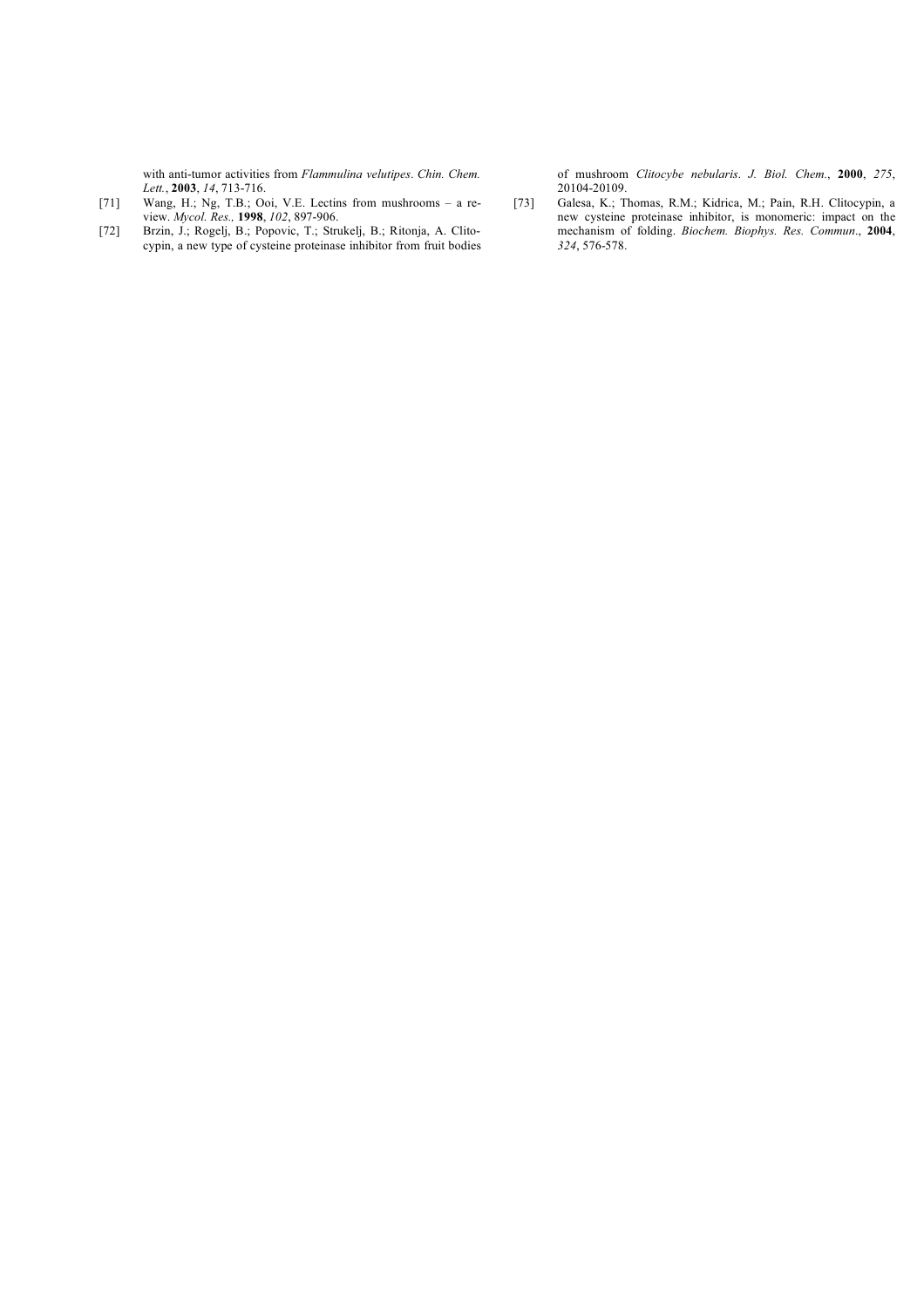with anti-tumor activities from *Flammulina velutipes*. *Chin. Chem. Lett.*, **2003**, *14*, 713-716.

[71] Wang, H.; Ng, T.B.; Ooi, V.E. Lectins from mushrooms – a review. *Mycol. Res.*, **1998**, *102*, 897-906.

[72] Brzin, J.; Rogelj, B.; Popovic, T.; Strukelj, B.; Ritonja, A. Clitocypin, a new type of cysteine proteinase inhibitor from fruit bodies of mushroom *Clitocybe nebularis*. *J. Biol. Chem.*, **2000**, *275*, 20104-20109.

[73] Galesa, K.; Thomas, R.M.; Kidrica, M.; Pain, R.H. Clitocypin, a new cysteine proteinase inhibitor, is monomeric: impact on the mechanism of folding. *Biochem. Biophys. Res. Commun*., **2004**, *324*, 576-578.